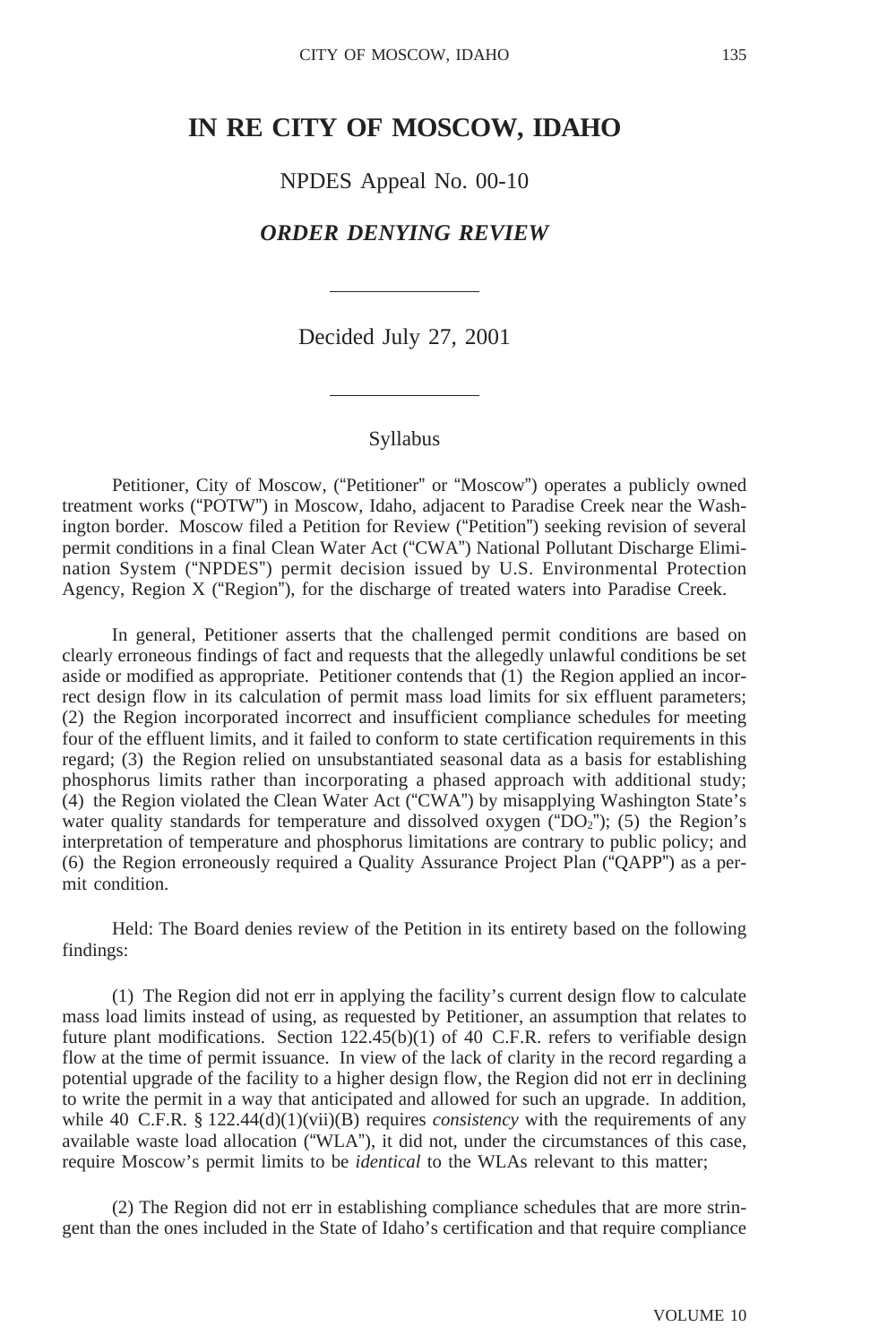# IN RE CITY OF MOSCOW, IDAHO

NPDES Appeal No. 00-10

***ORDER DENYING REVIEW***

Decided July 27, 2001

## Syllabus

Petitioner, City of Moscow, ("Petitioner" or "Moscow") operates a publicly owned treatment works ("POTW") in Moscow, Idaho, adjacent to Paradise Creek near the Washington border. Moscow filed a Petition for Review ("Petition") seeking revision of several permit conditions in a final Clean Water Act ("CWA") National Pollutant Discharge Elimination System ("NPDES") permit decision issued by U.S. Environmental Protection Agency, Region X ("Region"), for the discharge of treated waters into Paradise Creek.

In general, Petitioner asserts that the challenged permit conditions are based on clearly erroneous findings of fact and requests that the allegedly unlawful conditions be set aside or modified as appropriate. Petitioner contends that (1) the Region applied an incorrect design flow in its calculation of permit mass load limits for six effluent parameters; (2) the Region incorporated incorrect and insufficient compliance schedules for meeting four of the effluent limits, and it failed to conform to state certification requirements in this regard; (3) the Region relied on unsubstantiated seasonal data as a basis for establishing phosphorus limits rather than incorporating a phased approach with additional study; (4) the Region violated the Clean Water Act ("CWA") by misapplying Washington State's water quality standards for temperature and dissolved oxygen ("$DO_2$"); (5) the Region's interpretation of temperature and phosphorus limitations are contrary to public policy; and (6) the Region erroneously required a Quality Assurance Project Plan ("QAPP") as a permit condition.

Held: The Board denies review of the Petition in its entirety based on the following findings:

(1) The Region did not err in applying the facility's current design flow to calculate mass load limits instead of using, as requested by Petitioner, an assumption that relates to future plant modifications. Section 122.45(b)(1) of 40 C.F.R. refers to verifiable design flow at the time of permit issuance. In view of the lack of clarity in the record regarding a potential upgrade of the facility to a higher design flow, the Region did not err in declining to write the permit in a way that anticipated and allowed for such an upgrade. In addition, while 40 C.F.R. § 122.44(d)(1)(vii)(B) requires *consistency* with the requirements of any available waste load allocation ("WLA"), it did not, under the circumstances of this case, require Moscow's permit limits to be *identical* to the WLAs relevant to this matter;

(2) The Region did not err in establishing compliance schedules that are more stringent than the ones included in the State of Idaho's certification and that require compliance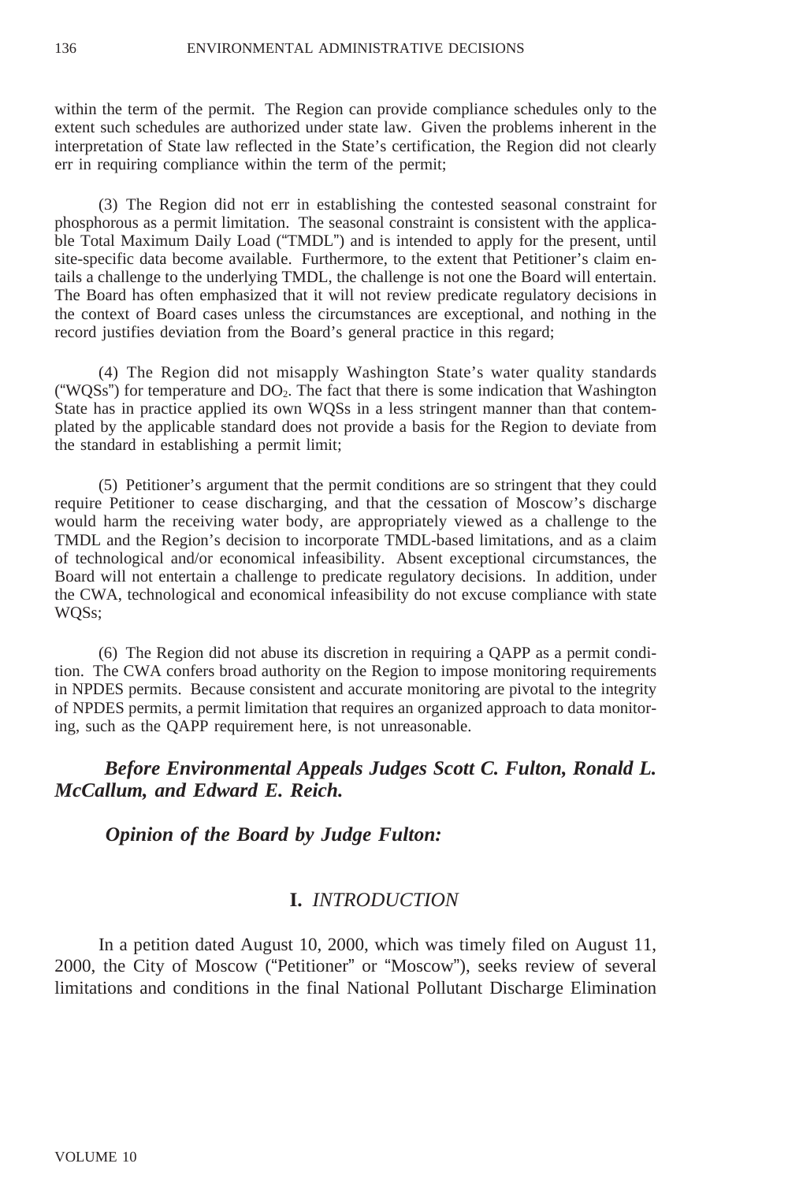within the term of the permit. The Region can provide compliance schedules only to the extent such schedules are authorized under state law. Given the problems inherent in the interpretation of State law reflected in the State's certification, the Region did not clearly err in requiring compliance within the term of the permit;

(3) The Region did not err in establishing the contested seasonal constraint for phosphorous as a permit limitation. The seasonal constraint is consistent with the applicable Total Maximum Daily Load ("TMDL") and is intended to apply for the present, until site-specific data become available. Furthermore, to the extent that Petitioner's claim entails a challenge to the underlying TMDL, the challenge is not one the Board will entertain. The Board has often emphasized that it will not review predicate regulatory decisions in the context of Board cases unless the circumstances are exceptional, and nothing in the record justifies deviation from the Board's general practice in this regard;

(4) The Region did not misapply Washington State's water quality standards ("WQSs") for temperature and $DO_2$. The fact that there is some indication that Washington State has in practice applied its own WQSs in a less stringent manner than that contemplated by the applicable standard does not provide a basis for the Region to deviate from the standard in establishing a permit limit;

(5) Petitioner's argument that the permit conditions are so stringent that they could require Petitioner to cease discharging, and that the cessation of Moscow's discharge would harm the receiving water body, are appropriately viewed as a challenge to the TMDL and the Region's decision to incorporate TMDL-based limitations, and as a claim of technological and/or economical infeasibility. Absent exceptional circumstances, the Board will not entertain a challenge to predicate regulatory decisions. In addition, under the CWA, technological and economical infeasibility do not excuse compliance with state WQSs;

(6) The Region did not abuse its discretion in requiring a QAPP as a permit condition. The CWA confers broad authority on the Region to impose monitoring requirements in NPDES permits. Because consistent and accurate monitoring are pivotal to the integrity of NPDES permits, a permit limitation that requires an organized approach to data monitoring, such as the QAPP requirement here, is not unreasonable.

***Before Environmental Appeals Judges Scott C. Fulton, Ronald L. McCallum, and Edward E. Reich.***

***Opinion of the Board by Judge Fulton:***

## I. *INTRODUCTION*

In a petition dated August 10, 2000, which was timely filed on August 11, 2000, the City of Moscow ("Petitioner" or "Moscow"), seeks review of several limitations and conditions in the final National Pollutant Discharge Elimination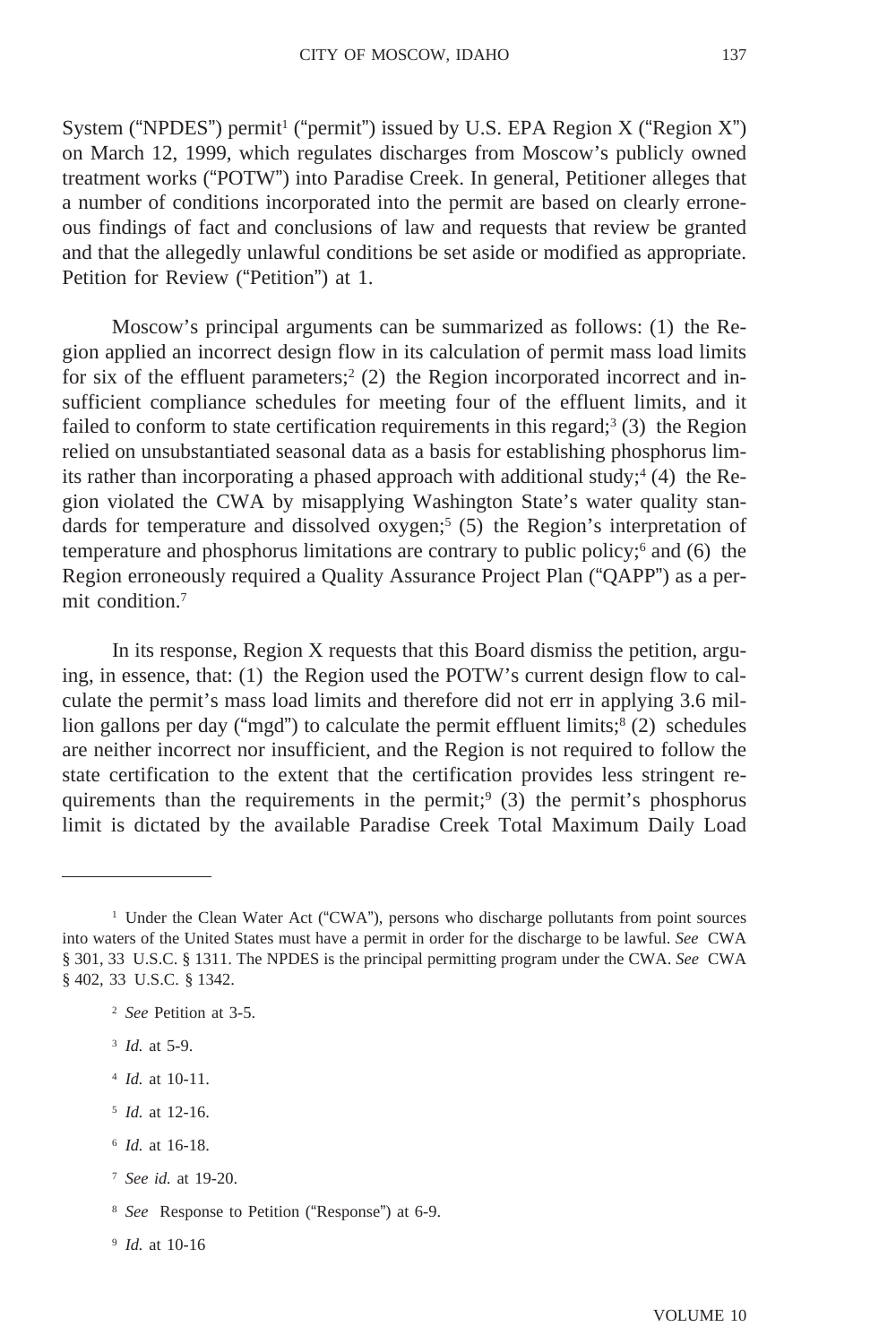System ("NPDES") permit[1] ("permit") issued by U.S. EPA Region X ("Region X") on March 12, 1999, which regulates discharges from Moscow's publicly owned treatment works ("POTW") into Paradise Creek. In general, Petitioner alleges that a number of conditions incorporated into the permit are based on clearly erroneous findings of fact and conclusions of law and requests that review be granted and that the allegedly unlawful conditions be set aside or modified as appropriate. Petition for Review ("Petition") at 1.

Moscow's principal arguments can be summarized as follows: (1) the Region applied an incorrect design flow in its calculation of permit mass load limits for six of the effluent parameters;[2] (2) the Region incorporated incorrect and insufficient compliance schedules for meeting four of the effluent limits, and it failed to conform to state certification requirements in this regard;[3] (3) the Region relied on unsubstantiated seasonal data as a basis for establishing phosphorus limits rather than incorporating a phased approach with additional study;[4] (4) the Region violated the CWA by misapplying Washington State's water quality standards for temperature and dissolved oxygen;[5] (5) the Region's interpretation of temperature and phosphorus limitations are contrary to public policy;[6] and (6) the Region erroneously required a Quality Assurance Project Plan ("QAPP") as a permit condition.[7]

In its response, Region X requests that this Board dismiss the petition, arguing, in essence, that: (1) the Region used the POTW's current design flow to calculate the permit's mass load limits and therefore did not err in applying 3.6 million gallons per day ("mgd") to calculate the permit effluent limits;[8] (2) schedules are neither incorrect nor insufficient, and the Region is not required to follow the state certification to the extent that the certification provides less stringent requirements than the requirements in the permit;[9] (3) the permit's phosphorus limit is dictated by the available Paradise Creek Total Maximum Daily Load

---

[1] Under the Clean Water Act ("CWA"), persons who discharge pollutants from point sources into waters of the United States must have a permit in order for the discharge to be lawful. *See* CWA § 301, 33 U.S.C. § 1311. The NPDES is the principal permitting program under the CWA. *See* CWA § 402, 33 U.S.C. § 1342.

[2] *See* Petition at 3-5.

[3] *Id.* at 5-9.

[4] *Id.* at 10-11.

[5] *Id.* at 12-16.

[6] *Id.* at 16-18.

[7] *See id.* at 19-20.

[8] *See* Response to Petition ("Response") at 6-9.

[9] *Id.* at 10-16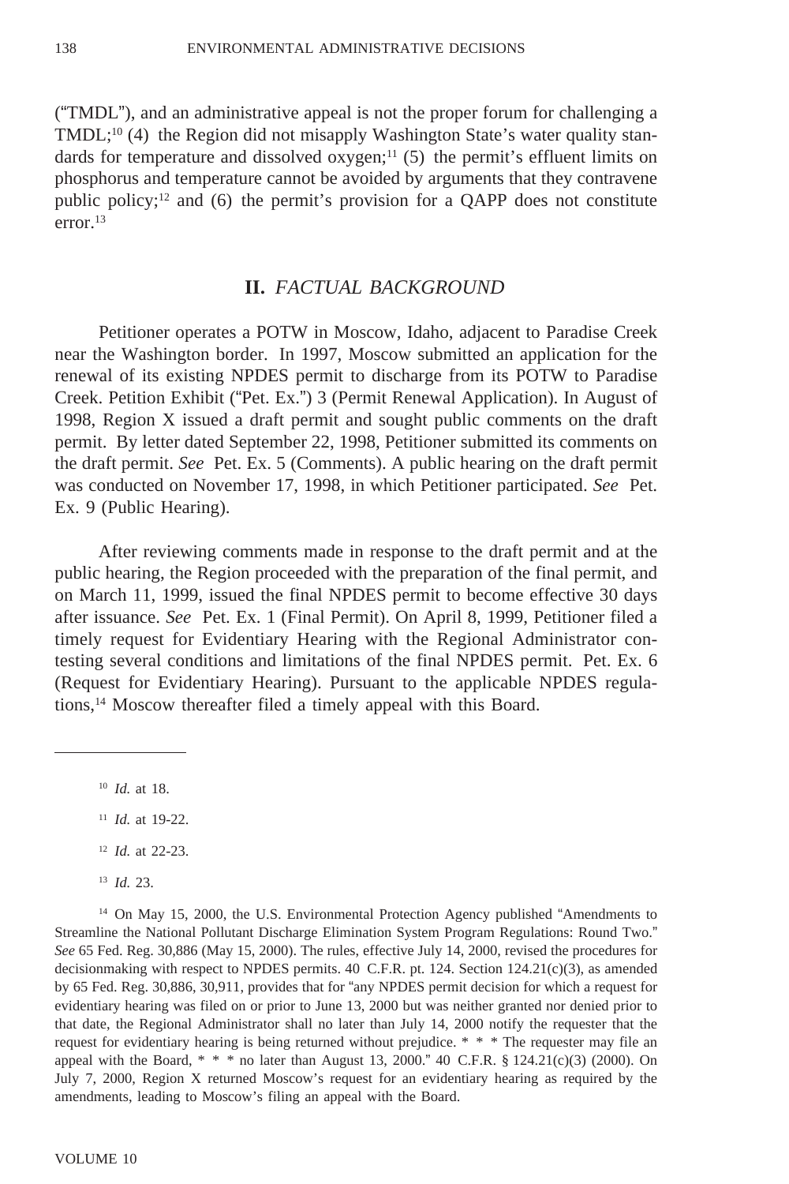("TMDL"), and an administrative appeal is not the proper forum for challenging a TMDL;[10] (4) the Region did not misapply Washington State's water quality standards for temperature and dissolved oxygen;[11] (5) the permit's effluent limits on phosphorus and temperature cannot be avoided by arguments that they contravene public policy;[12] and (6) the permit's provision for a QAPP does not constitute error.[13]

## II. *FACTUAL BACKGROUND*

Petitioner operates a POTW in Moscow, Idaho, adjacent to Paradise Creek near the Washington border. In 1997, Moscow submitted an application for the renewal of its existing NPDES permit to discharge from its POTW to Paradise Creek. Petition Exhibit ("Pet. Ex.") 3 (Permit Renewal Application). In August of 1998, Region X issued a draft permit and sought public comments on the draft permit. By letter dated September 22, 1998, Petitioner submitted its comments on the draft permit. *See* Pet. Ex. 5 (Comments). A public hearing on the draft permit was conducted on November 17, 1998, in which Petitioner participated. *See* Pet. Ex. 9 (Public Hearing).

After reviewing comments made in response to the draft permit and at the public hearing, the Region proceeded with the preparation of the final permit, and on March 11, 1999, issued the final NPDES permit to become effective 30 days after issuance. *See* Pet. Ex. 1 (Final Permit). On April 8, 1999, Petitioner filed a timely request for Evidentiary Hearing with the Regional Administrator contesting several conditions and limitations of the final NPDES permit. Pet. Ex. 6 (Request for Evidentiary Hearing). Pursuant to the applicable NPDES regulations,[14] Moscow thereafter filed a timely appeal with this Board.

---

[10] *Id.* at 18.

[11] *Id.* at 19-22.

[12] *Id.* at 22-23.

[13] *Id.* 23.

[14] On May 15, 2000, the U.S. Environmental Protection Agency published "Amendments to Streamline the National Pollutant Discharge Elimination System Program Regulations: Round Two." *See* 65 Fed. Reg. 30,886 (May 15, 2000). The rules, effective July 14, 2000, revised the procedures for decisionmaking with respect to NPDES permits. 40 C.F.R. pt. 124. Section 124.21(c)(3), as amended by 65 Fed. Reg. 30,886, 30,911, provides that for "any NPDES permit decision for which a request for evidentiary hearing was filed on or prior to June 13, 2000 but was neither granted nor denied prior to that date, the Regional Administrator shall no later than July 14, 2000 notify the requester that the request for evidentiary hearing is being returned without prejudice. * * * The requester may file an appeal with the Board, * * * no later than August 13, 2000." 40 C.F.R. § 124.21(c)(3) (2000). On July 7, 2000, Region X returned Moscow's request for an evidentiary hearing as required by the amendments, leading to Moscow's filing an appeal with the Board.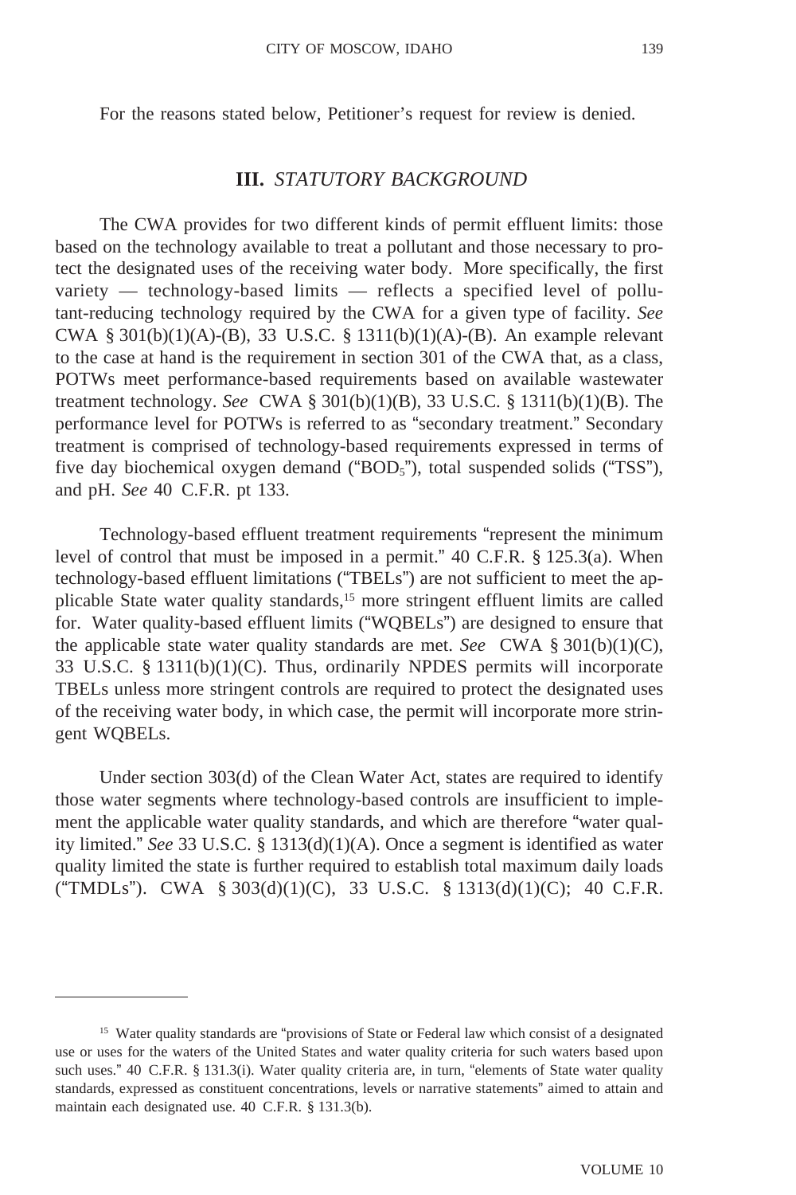For the reasons stated below, Petitioner's request for review is denied.

## III. *STATUTORY BACKGROUND*

The CWA provides for two different kinds of permit effluent limits: those based on the technology available to treat a pollutant and those necessary to protect the designated uses of the receiving water body. More specifically, the first variety — technology-based limits — reflects a specified level of pollutant-reducing technology required by the CWA for a given type of facility. *See* CWA § 301(b)(1)(A)-(B), 33 U.S.C. § 1311(b)(1)(A)-(B). An example relevant to the case at hand is the requirement in section 301 of the CWA that, as a class, POTWs meet performance-based requirements based on available wastewater treatment technology. *See* CWA § 301(b)(1)(B), 33 U.S.C. § 1311(b)(1)(B). The performance level for POTWs is referred to as "secondary treatment." Secondary treatment is comprised of technology-based requirements expressed in terms of five day biochemical oxygen demand ("$BOD_5$"), total suspended solids ("TSS"), and pH. *See* 40 C.F.R. pt 133.

Technology-based effluent treatment requirements "represent the minimum level of control that must be imposed in a permit." 40 C.F.R. § 125.3(a). When technology-based effluent limitations ("TBELs") are not sufficient to meet the applicable State water quality standards,[15] more stringent effluent limits are called for. Water quality-based effluent limits ("WQBELs") are designed to ensure that the applicable state water quality standards are met. *See* CWA § 301(b)(1)(C), 33 U.S.C. § 1311(b)(1)(C). Thus, ordinarily NPDES permits will incorporate TBELs unless more stringent controls are required to protect the designated uses of the receiving water body, in which case, the permit will incorporate more stringent WQBELs.

Under section 303(d) of the Clean Water Act, states are required to identify those water segments where technology-based controls are insufficient to implement the applicable water quality standards, and which are therefore "water quality limited." *See* 33 U.S.C. § 1313(d)(1)(A). Once a segment is identified as water quality limited the state is further required to establish total maximum daily loads ("TMDLs"). CWA § 303(d)(1)(C), 33 U.S.C. § 1313(d)(1)(C); 40 C.F.R.

---

[15] Water quality standards are "provisions of State or Federal law which consist of a designated use or uses for the waters of the United States and water quality criteria for such waters based upon such uses." 40 C.F.R. § 131.3(i). Water quality criteria are, in turn, "elements of State water quality standards, expressed as constituent concentrations, levels or narrative statements" aimed to attain and maintain each designated use. 40 C.F.R. § 131.3(b).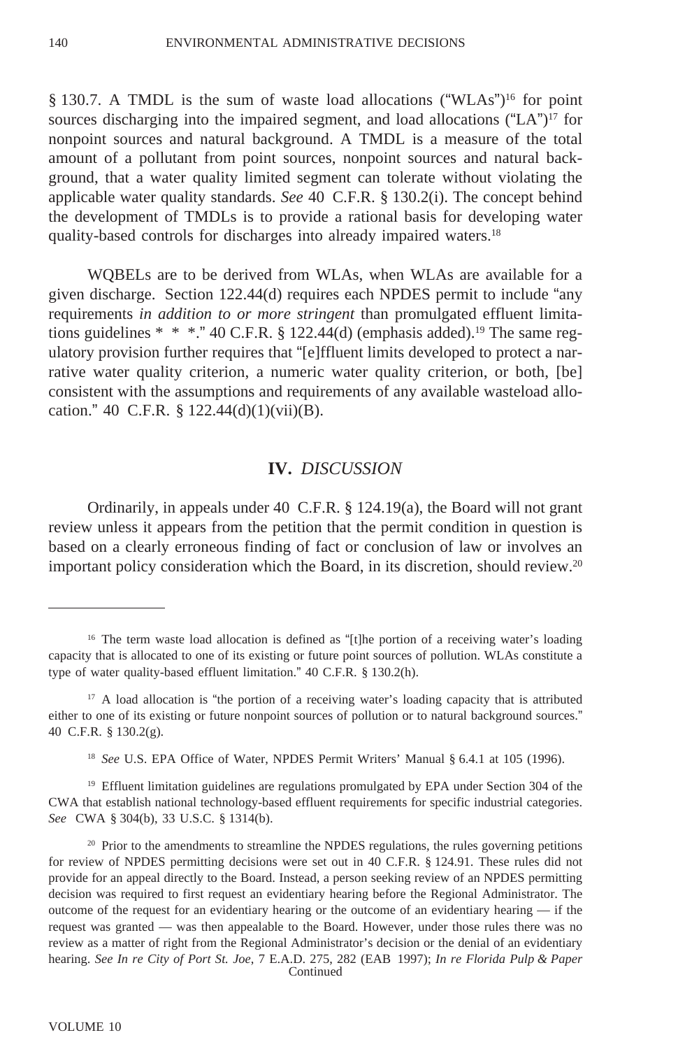§ 130.7. A TMDL is the sum of waste load allocations ("WLAs")[16] for point sources discharging into the impaired segment, and load allocations ("LA")[17] for nonpoint sources and natural background. A TMDL is a measure of the total amount of a pollutant from point sources, nonpoint sources and natural background, that a water quality limited segment can tolerate without violating the applicable water quality standards. *See* 40 C.F.R. § 130.2(i). The concept behind the development of TMDLs is to provide a rational basis for developing water quality-based controls for discharges into already impaired waters.[18]

WQBELs are to be derived from WLAs, when WLAs are available for a given discharge. Section 122.44(d) requires each NPDES permit to include "any requirements *in addition to or more stringent* than promulgated effluent limitations guidelines * * *." 40 C.F.R. § 122.44(d) (emphasis added).[19] The same regulatory provision further requires that "[e]ffluent limits developed to protect a narrative water quality criterion, a numeric water quality criterion, or both, [be] consistent with the assumptions and requirements of any available wasteload allocation." 40 C.F.R. § 122.44(d)(1)(vii)(B).

## IV. *DISCUSSION*

Ordinarily, in appeals under 40 C.F.R. § 124.19(a), the Board will not grant review unless it appears from the petition that the permit condition in question is based on a clearly erroneous finding of fact or conclusion of law or involves an important policy consideration which the Board, in its discretion, should review.[20]

---

[16] The term waste load allocation is defined as "[t]he portion of a receiving water's loading capacity that is allocated to one of its existing or future point sources of pollution. WLAs constitute a type of water quality-based effluent limitation." 40 C.F.R. § 130.2(h).

[17] A load allocation is "the portion of a receiving water's loading capacity that is attributed either to one of its existing or future nonpoint sources of pollution or to natural background sources." 40 C.F.R. § 130.2(g).

[18] *See* U.S. EPA Office of Water, NPDES Permit Writers' Manual § 6.4.1 at 105 (1996).

[19] Effluent limitation guidelines are regulations promulgated by EPA under Section 304 of the CWA that establish national technology-based effluent requirements for specific industrial categories. *See* CWA § 304(b), 33 U.S.C. § 1314(b).

[20] Prior to the amendments to streamline the NPDES regulations, the rules governing petitions for review of NPDES permitting decisions were set out in 40 C.F.R. § 124.91. These rules did not provide for an appeal directly to the Board. Instead, a person seeking review of an NPDES permitting decision was required to first request an evidentiary hearing before the Regional Administrator. The outcome of the request for an evidentiary hearing or the outcome of an evidentiary hearing — if the request was granted — was then appealable to the Board. However, under those rules there was no review as a matter of right from the Regional Administrator's decision or the denial of an evidentiary hearing. *See In re City of Port St. Joe*, 7 E.A.D. 275, 282 (EAB 1997); *In re Florida Pulp & Paper* Continued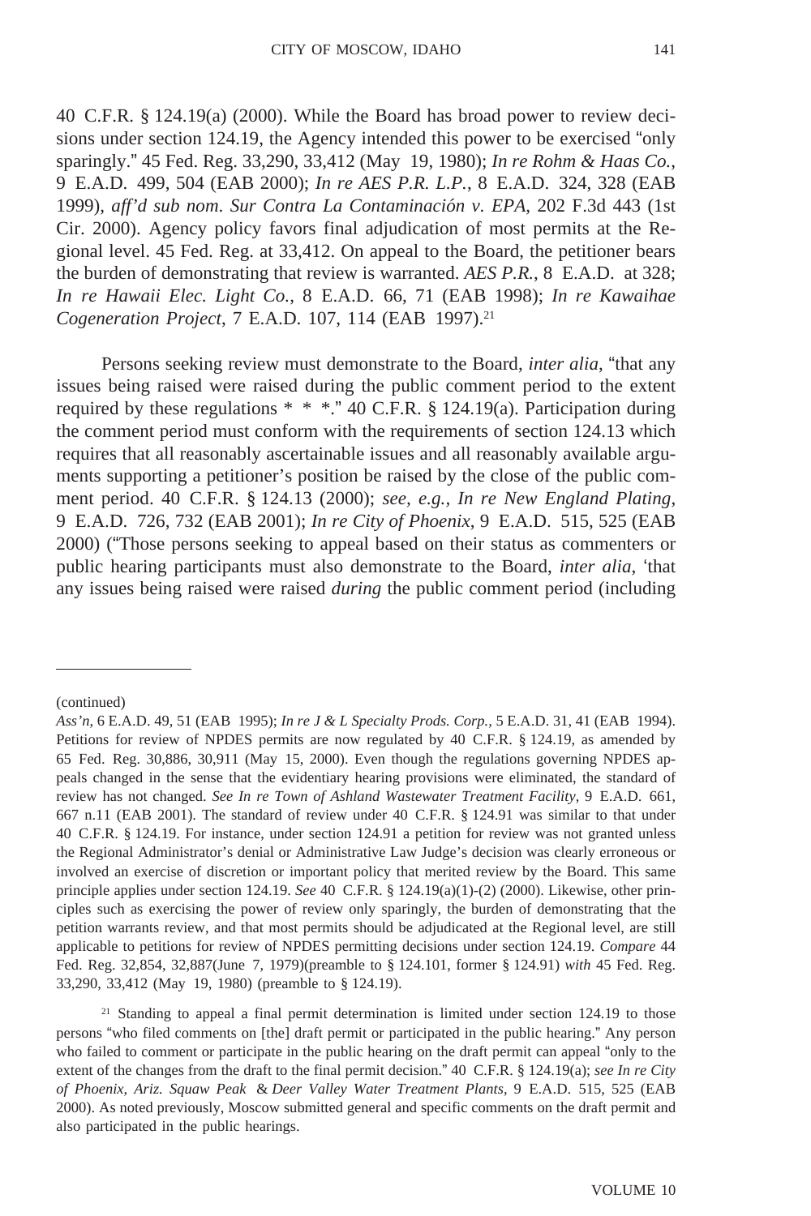40 C.F.R. § 124.19(a) (2000). While the Board has broad power to review decisions under section 124.19, the Agency intended this power to be exercised "only sparingly." 45 Fed. Reg. 33,290, 33,412 (May 19, 1980); *In re Rohm & Haas Co.*, 9 E.A.D. 499, 504 (EAB 2000); *In re AES P.R. L.P.*, 8 E.A.D. 324, 328 (EAB 1999), *aff'd sub nom. Sur Contra La Contaminación v. EPA*, 202 F.3d 443 (1st Cir. 2000). Agency policy favors final adjudication of most permits at the Regional level. 45 Fed. Reg. at 33,412. On appeal to the Board, the petitioner bears the burden of demonstrating that review is warranted. *AES P.R.*, 8 E.A.D. at 328; *In re Hawaii Elec. Light Co.*, 8 E.A.D. 66, 71 (EAB 1998); *In re Kawaihae Cogeneration Project*, 7 E.A.D. 107, 114 (EAB 1997).[21]

Persons seeking review must demonstrate to the Board, *inter alia*, "that any issues being raised were raised during the public comment period to the extent required by these regulations * * *." 40 C.F.R. § 124.19(a). Participation during the comment period must conform with the requirements of section 124.13 which requires that all reasonably ascertainable issues and all reasonably available arguments supporting a petitioner's position be raised by the close of the public comment period. 40 C.F.R. § 124.13 (2000); *see, e.g.*, *In re New England Plating*, 9 E.A.D. 726, 732 (EAB 2001); *In re City of Phoenix*, 9 E.A.D. 515, 525 (EAB 2000) ("Those persons seeking to appeal based on their status as commenters or public hearing participants must also demonstrate to the Board, *inter alia*, 'that any issues being raised were raised *during* the public comment period (including

---

(continued)
*Ass'n*, 6 E.A.D. 49, 51 (EAB 1995); *In re J & L Specialty Prods. Corp.*, 5 E.A.D. 31, 41 (EAB 1994). Petitions for review of NPDES permits are now regulated by 40 C.F.R. § 124.19, as amended by 65 Fed. Reg. 30,886, 30,911 (May 15, 2000). Even though the regulations governing NPDES appeals changed in the sense that the evidentiary hearing provisions were eliminated, the standard of review has not changed. *See In re Town of Ashland Wastewater Treatment Facility*, 9 E.A.D. 661, 667 n.11 (EAB 2001). The standard of review under 40 C.F.R. § 124.91 was similar to that under 40 C.F.R. § 124.19. For instance, under section 124.91 a petition for review was not granted unless the Regional Administrator's denial or Administrative Law Judge's decision was clearly erroneous or involved an exercise of discretion or important policy that merited review by the Board. This same principle applies under section 124.19. *See* 40 C.F.R. § 124.19(a)(1)-(2) (2000). Likewise, other principles such as exercising the power of review only sparingly, the burden of demonstrating that the petition warrants review, and that most permits should be adjudicated at the Regional level, are still applicable to petitions for review of NPDES permitting decisions under section 124.19. *Compare* 44 Fed. Reg. 32,854, 32,887(June 7, 1979)(preamble to § 124.101, former § 124.91) *with* 45 Fed. Reg. 33,290, 33,412 (May 19, 1980) (preamble to § 124.19).

[21] Standing to appeal a final permit determination is limited under section 124.19 to those persons "who filed comments on [the] draft permit or participated in the public hearing." Any person who failed to comment or participate in the public hearing on the draft permit can appeal "only to the extent of the changes from the draft to the final permit decision." 40 C.F.R. § 124.19(a); *see In re City of Phoenix, Ariz. Squaw Peak & Deer Valley Water Treatment Plants*, 9 E.A.D. 515, 525 (EAB 2000). As noted previously, Moscow submitted general and specific comments on the draft permit and also participated in the public hearings.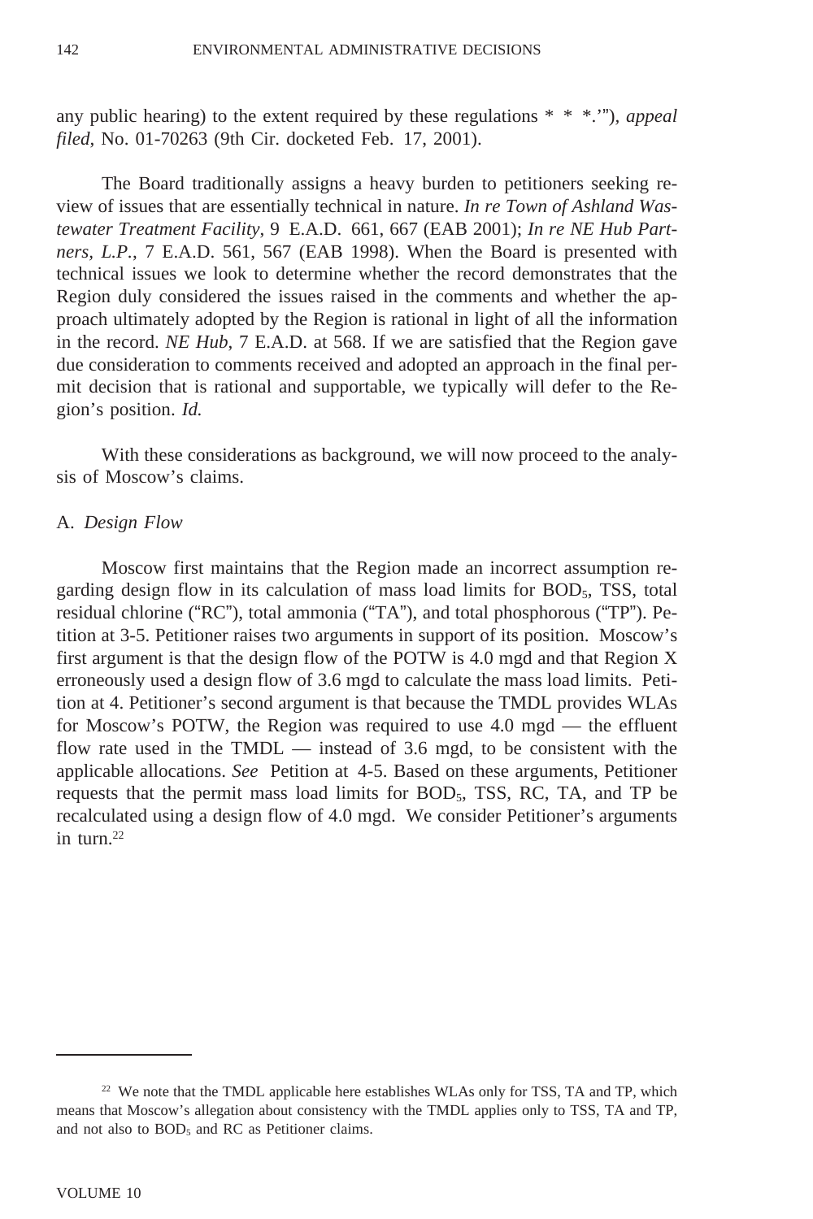any public hearing) to the extent required by these regulations * * *.'"), *appeal filed*, No. 01-70263 (9th Cir. docketed Feb. 17, 2001).

The Board traditionally assigns a heavy burden to petitioners seeking review of issues that are essentially technical in nature. *In re Town of Ashland Wastewater Treatment Facility*, 9 E.A.D. 661, 667 (EAB 2001); *In re NE Hub Partners, L.P.*, 7 E.A.D. 561, 567 (EAB 1998). When the Board is presented with technical issues we look to determine whether the record demonstrates that the Region duly considered the issues raised in the comments and whether the approach ultimately adopted by the Region is rational in light of all the information in the record. *NE Hub*, 7 E.A.D. at 568. If we are satisfied that the Region gave due consideration to comments received and adopted an approach in the final permit decision that is rational and supportable, we typically will defer to the Region's position. *Id.*

With these considerations as background, we will now proceed to the analysis of Moscow's claims.

A. *Design Flow*

Moscow first maintains that the Region made an incorrect assumption regarding design flow in its calculation of mass load limits for $BOD_5$, TSS, total residual chlorine ("RC"), total ammonia ("TA"), and total phosphorous ("TP"). Petition at 3-5. Petitioner raises two arguments in support of its position. Moscow's first argument is that the design flow of the POTW is 4.0 mgd and that Region X erroneously used a design flow of 3.6 mgd to calculate the mass load limits. Petition at 4. Petitioner's second argument is that because the TMDL provides WLAs for Moscow's POTW, the Region was required to use 4.0 mgd — the effluent flow rate used in the TMDL — instead of 3.6 mgd, to be consistent with the applicable allocations. *See* Petition at 4-5. Based on these arguments, Petitioner requests that the permit mass load limits for $BOD_5$, TSS, RC, TA, and TP be recalculated using a design flow of 4.0 mgd. We consider Petitioner's arguments in turn.[22]

---

[22] We note that the TMDL applicable here establishes WLAs only for TSS, TA and TP, which means that Moscow's allegation about consistency with the TMDL applies only to TSS, TA and TP, and not also to $BOD_5$ and RC as Petitioner claims.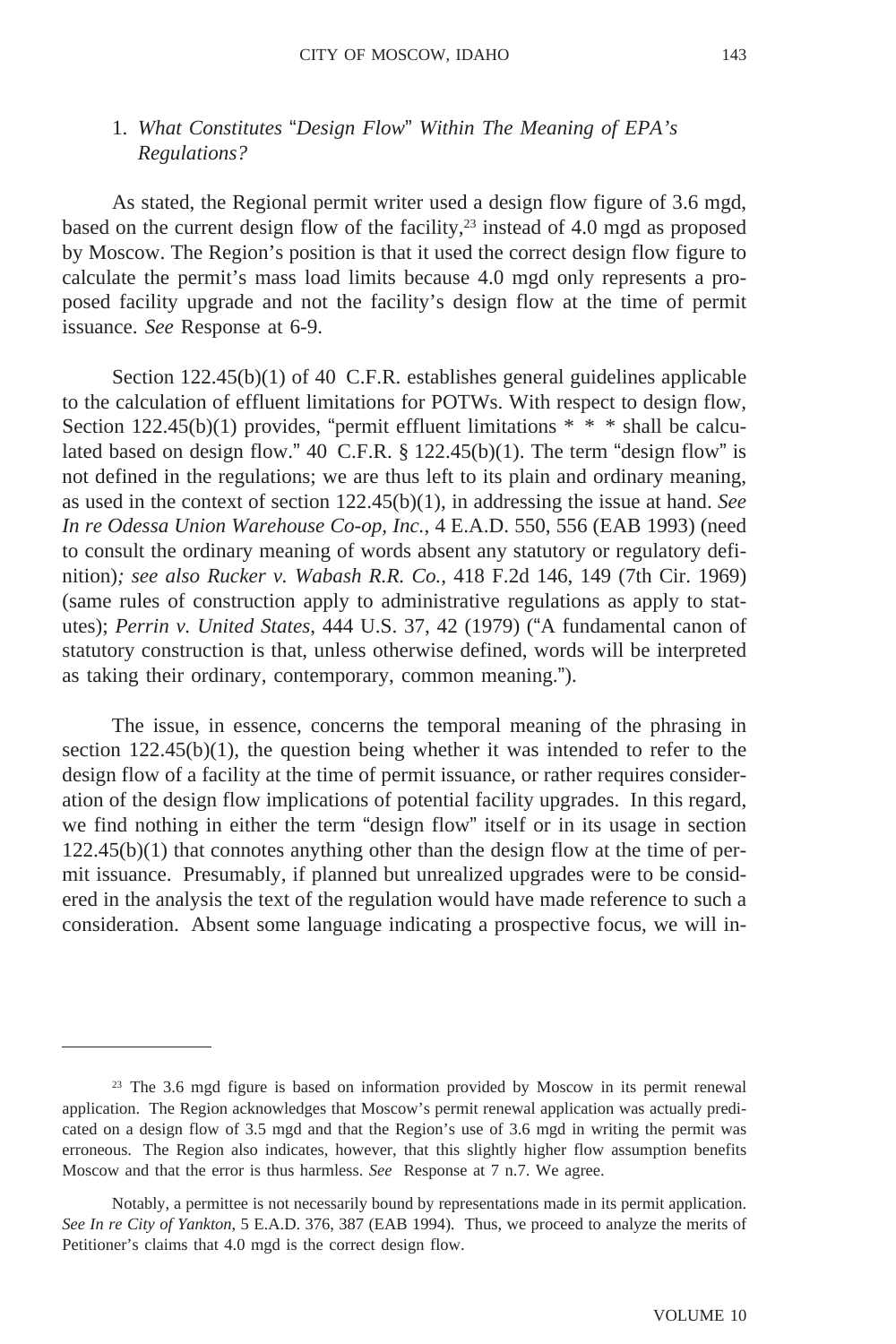1. *What Constitutes "Design Flow" Within The Meaning of EPA's Regulations?*

As stated, the Regional permit writer used a design flow figure of 3.6 mgd, based on the current design flow of the facility,[23] instead of 4.0 mgd as proposed by Moscow. The Region's position is that it used the correct design flow figure to calculate the permit's mass load limits because 4.0 mgd only represents a proposed facility upgrade and not the facility's design flow at the time of permit issuance. *See* Response at 6-9.

Section 122.45(b)(1) of 40 C.F.R. establishes general guidelines applicable to the calculation of effluent limitations for POTWs. With respect to design flow, Section 122.45(b)(1) provides, "permit effluent limitations * * * shall be calculated based on design flow." 40 C.F.R. § 122.45(b)(1). The term "design flow" is not defined in the regulations; we are thus left to its plain and ordinary meaning, as used in the context of section 122.45(b)(1), in addressing the issue at hand. *See In re Odessa Union Warehouse Co-op, Inc.*, 4 E.A.D. 550, 556 (EAB 1993) (need to consult the ordinary meaning of words absent any statutory or regulatory definition)*; see also Rucker v. Wabash R.R. Co.*, 418 F.2d 146, 149 (7th Cir. 1969) (same rules of construction apply to administrative regulations as apply to statutes); *Perrin v. United States*, 444 U.S. 37, 42 (1979) ("A fundamental canon of statutory construction is that, unless otherwise defined, words will be interpreted as taking their ordinary, contemporary, common meaning.").

The issue, in essence, concerns the temporal meaning of the phrasing in section 122.45(b)(1), the question being whether it was intended to refer to the design flow of a facility at the time of permit issuance, or rather requires consideration of the design flow implications of potential facility upgrades. In this regard, we find nothing in either the term "design flow" itself or in its usage in section 122.45(b)(1) that connotes anything other than the design flow at the time of permit issuance. Presumably, if planned but unrealized upgrades were to be considered in the analysis the text of the regulation would have made reference to such a consideration. Absent some language indicating a prospective focus, we will in-

---

[23] The 3.6 mgd figure is based on information provided by Moscow in its permit renewal application. The Region acknowledges that Moscow's permit renewal application was actually predicated on a design flow of 3.5 mgd and that the Region's use of 3.6 mgd in writing the permit was erroneous. The Region also indicates, however, that this slightly higher flow assumption benefits Moscow and that the error is thus harmless. *See* Response at 7 n.7. We agree.

Notably, a permittee is not necessarily bound by representations made in its permit application. *See In re City of Yankton*, 5 E.A.D. 376, 387 (EAB 1994). Thus, we proceed to analyze the merits of Petitioner's claims that 4.0 mgd is the correct design flow.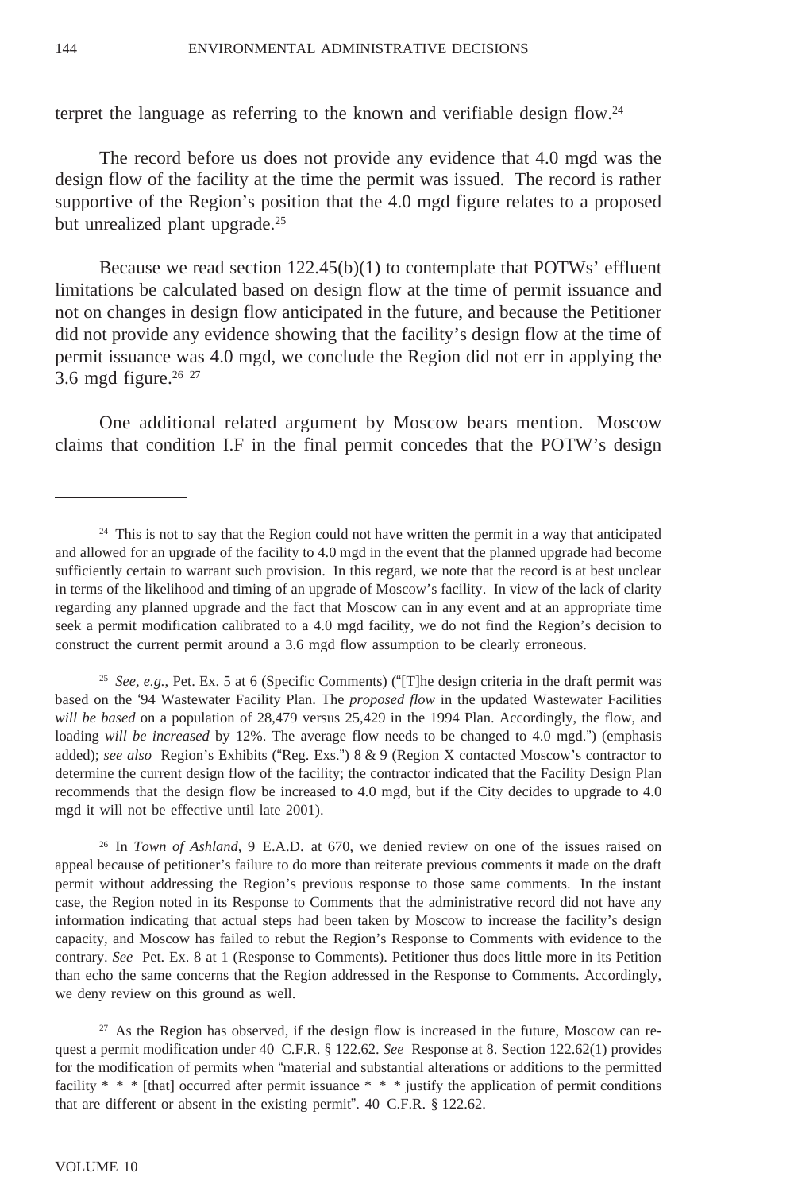terpret the language as referring to the known and verifiable design flow.[24]

The record before us does not provide any evidence that 4.0 mgd was the design flow of the facility at the time the permit was issued. The record is rather supportive of the Region's position that the 4.0 mgd figure relates to a proposed but unrealized plant upgrade.[25]

Because we read section 122.45(b)(1) to contemplate that POTWs' effluent limitations be calculated based on design flow at the time of permit issuance and not on changes in design flow anticipated in the future, and because the Petitioner did not provide any evidence showing that the facility's design flow at the time of permit issuance was 4.0 mgd, we conclude the Region did not err in applying the 3.6 mgd figure.[26] [27]

One additional related argument by Moscow bears mention. Moscow claims that condition I.F in the final permit concedes that the POTW's design

---

[24] This is not to say that the Region could not have written the permit in a way that anticipated and allowed for an upgrade of the facility to 4.0 mgd in the event that the planned upgrade had become sufficiently certain to warrant such provision. In this regard, we note that the record is at best unclear in terms of the likelihood and timing of an upgrade of Moscow's facility. In view of the lack of clarity regarding any planned upgrade and the fact that Moscow can in any event and at an appropriate time seek a permit modification calibrated to a 4.0 mgd facility, we do not find the Region's decision to construct the current permit around a 3.6 mgd flow assumption to be clearly erroneous.

[25] *See, e.g.*, Pet. Ex. 5 at 6 (Specific Comments) ("[T]he design criteria in the draft permit was based on the '94 Wastewater Facility Plan. The *proposed flow* in the updated Wastewater Facilities *will be based* on a population of 28,479 versus 25,429 in the 1994 Plan. Accordingly, the flow, and loading *will be increased* by 12%. The average flow needs to be changed to 4.0 mgd.") (emphasis added); *see also* Region's Exhibits ("Reg. Exs.") 8 & 9 (Region X contacted Moscow's contractor to determine the current design flow of the facility; the contractor indicated that the Facility Design Plan recommends that the design flow be increased to 4.0 mgd, but if the City decides to upgrade to 4.0 mgd it will not be effective until late 2001).

[26] In *Town of Ashland*, 9 E.A.D. at 670, we denied review on one of the issues raised on appeal because of petitioner's failure to do more than reiterate previous comments it made on the draft permit without addressing the Region's previous response to those same comments. In the instant case, the Region noted in its Response to Comments that the administrative record did not have any information indicating that actual steps had been taken by Moscow to increase the facility's design capacity, and Moscow has failed to rebut the Region's Response to Comments with evidence to the contrary. *See* Pet. Ex. 8 at 1 (Response to Comments). Petitioner thus does little more in its Petition than echo the same concerns that the Region addressed in the Response to Comments. Accordingly, we deny review on this ground as well.

[27] As the Region has observed, if the design flow is increased in the future, Moscow can request a permit modification under 40 C.F.R. § 122.62. *See* Response at 8. Section 122.62(1) provides for the modification of permits when "material and substantial alterations or additions to the permitted facility * * * [that] occurred after permit issuance * * * justify the application of permit conditions that are different or absent in the existing permit". 40 C.F.R. § 122.62.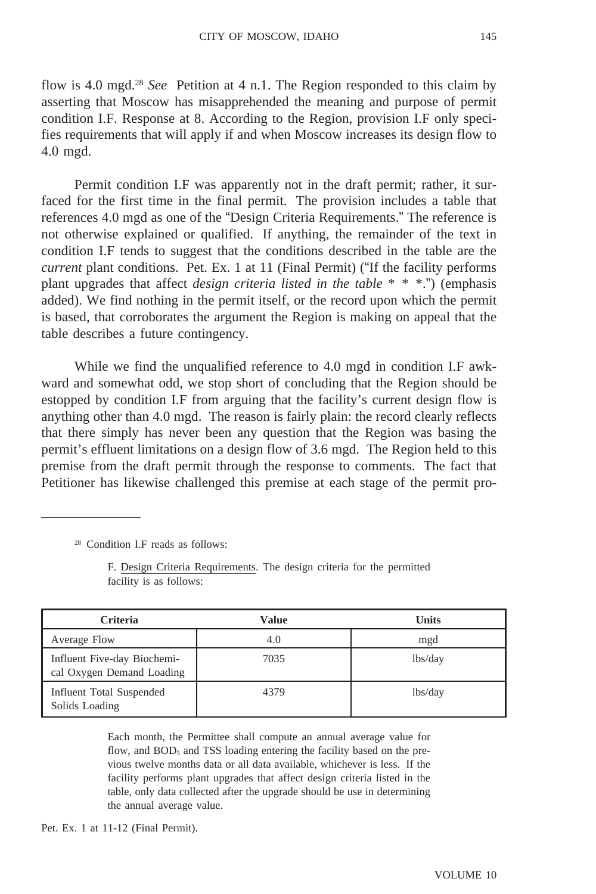flow is 4.0 mgd.[28] *See* Petition at 4 n.1. The Region responded to this claim by asserting that Moscow has misapprehended the meaning and purpose of permit condition I.F. Response at 8. According to the Region, provision I.F only specifies requirements that will apply if and when Moscow increases its design flow to 4.0 mgd.

Permit condition I.F was apparently not in the draft permit; rather, it surfaced for the first time in the final permit. The provision includes a table that references 4.0 mgd as one of the "Design Criteria Requirements." The reference is not otherwise explained or qualified. If anything, the remainder of the text in condition I.F tends to suggest that the conditions described in the table are the *current* plant conditions. Pet. Ex. 1 at 11 (Final Permit) ("If the facility performs plant upgrades that affect *design criteria listed in the table* * * *.") (emphasis added). We find nothing in the permit itself, or the record upon which the permit is based, that corroborates the argument the Region is making on appeal that the table describes a future contingency.

While we find the unqualified reference to 4.0 mgd in condition I.F awkward and somewhat odd, we stop short of concluding that the Region should be estopped by condition I.F from arguing that the facility's current design flow is anything other than 4.0 mgd. The reason is fairly plain: the record clearly reflects that there simply has never been any question that the Region was basing the permit's effluent limitations on a design flow of 3.6 mgd. The Region held to this premise from the draft permit through the response to comments. The fact that Petitioner has likewise challenged this premise at each stage of the permit pro-

---

[28] Condition I.F reads as follows:

> F. Design Criteria Requirements. The design criteria for the permitted facility is as follows:

| Criteria | Value | Units |
|---|---|---|
| Average Flow | 4.0 | mgd |
| Influent Five-day Biochemical Oxygen Demand Loading | 7035 | lbs/day |
| Influent Total Suspended Solids Loading | 4379 | lbs/day |

> Each month, the Permittee shall compute an annual average value for flow, and $BOD_5$ and TSS loading entering the facility based on the previous twelve months data or all data available, whichever is less. If the facility performs plant upgrades that affect design criteria listed in the table, only data collected after the upgrade should be use in determining the annual average value.

Pet. Ex. 1 at 11-12 (Final Permit).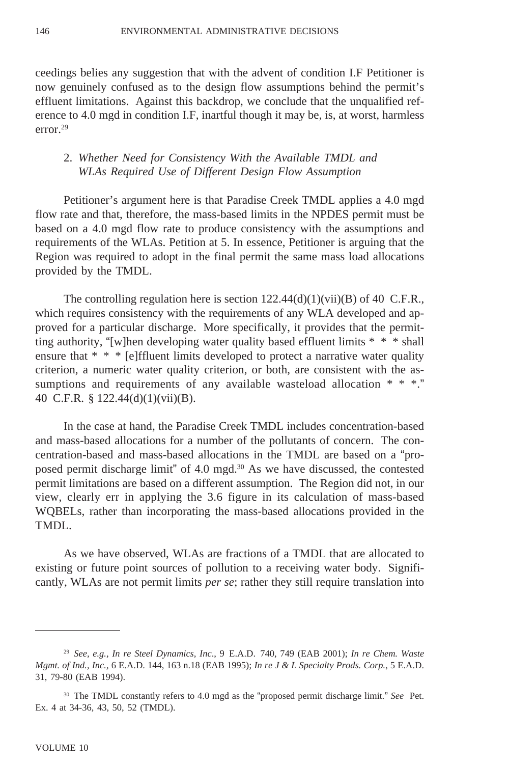ceedings belies any suggestion that with the advent of condition I.F Petitioner is now genuinely confused as to the design flow assumptions behind the permit's effluent limitations. Against this backdrop, we conclude that the unqualified reference to 4.0 mgd in condition I.F, inartful though it may be, is, at worst, harmless error.[29]

2. *Whether Need for Consistency With the Available TMDL and WLAs Required Use of Different Design Flow Assumption*

Petitioner's argument here is that Paradise Creek TMDL applies a 4.0 mgd flow rate and that, therefore, the mass-based limits in the NPDES permit must be based on a 4.0 mgd flow rate to produce consistency with the assumptions and requirements of the WLAs. Petition at 5. In essence, Petitioner is arguing that the Region was required to adopt in the final permit the same mass load allocations provided by the TMDL.

The controlling regulation here is section 122.44(d)(1)(vii)(B) of 40 C.F.R., which requires consistency with the requirements of any WLA developed and approved for a particular discharge. More specifically, it provides that the permitting authority, "[w]hen developing water quality based effluent limits * * * shall ensure that * * * [e]ffluent limits developed to protect a narrative water quality criterion, a numeric water quality criterion, or both, are consistent with the assumptions and requirements of any available wasteload allocation * * *." 40 C.F.R. § 122.44(d)(1)(vii)(B).

In the case at hand, the Paradise Creek TMDL includes concentration-based and mass-based allocations for a number of the pollutants of concern. The concentration-based and mass-based allocations in the TMDL are based on a "proposed permit discharge limit" of 4.0 mgd.[30] As we have discussed, the contested permit limitations are based on a different assumption. The Region did not, in our view, clearly err in applying the 3.6 figure in its calculation of mass-based WQBELs, rather than incorporating the mass-based allocations provided in the TMDL.

As we have observed, WLAs are fractions of a TMDL that are allocated to existing or future point sources of pollution to a receiving water body. Significantly, WLAs are not permit limits *per se*; rather they still require translation into

---

[29] *See, e.g., In re Steel Dynamics, Inc*., 9 E.A.D. 740, 749 (EAB 2001); *In re Chem. Waste Mgmt. of Ind., Inc.*, 6 E.A.D. 144, 163 n.18 (EAB 1995); *In re J & L Specialty Prods. Corp.*, 5 E.A.D. 31, 79-80 (EAB 1994).

[30] The TMDL constantly refers to 4.0 mgd as the "proposed permit discharge limit." *See* Pet. Ex. 4 at 34-36, 43, 50, 52 (TMDL).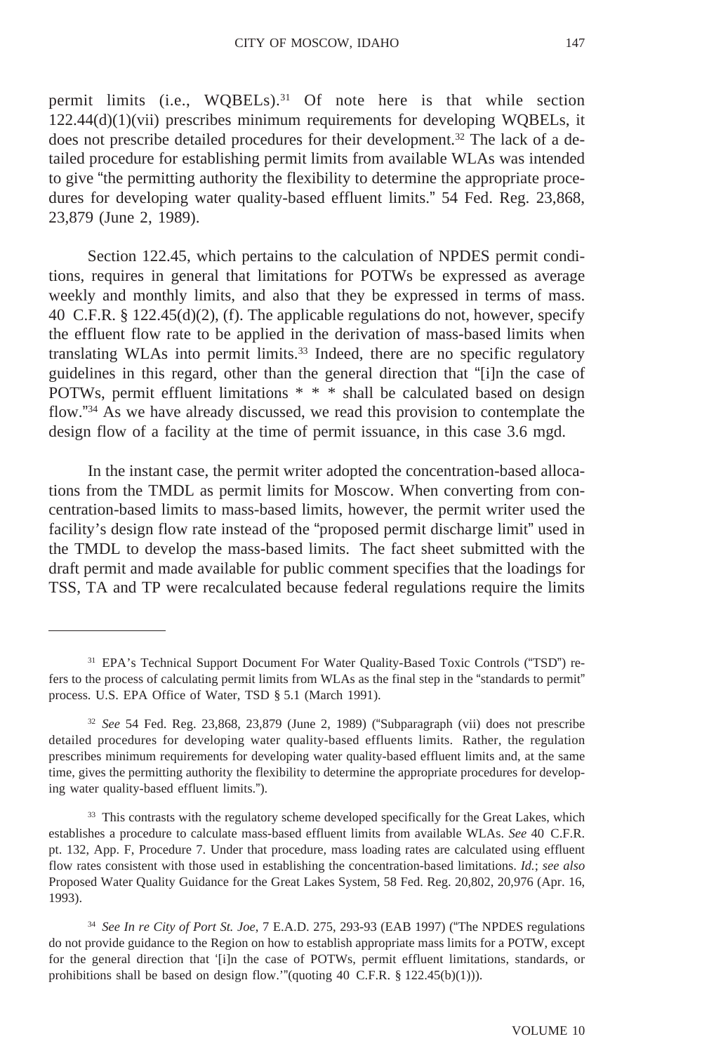permit limits (i.e., WQBELs).[31] Of note here is that while section 122.44(d)(1)(vii) prescribes minimum requirements for developing WQBELs, it does not prescribe detailed procedures for their development.[32] The lack of a detailed procedure for establishing permit limits from available WLAs was intended to give "the permitting authority the flexibility to determine the appropriate procedures for developing water quality-based effluent limits." 54 Fed. Reg. 23,868, 23,879 (June 2, 1989).

Section 122.45, which pertains to the calculation of NPDES permit conditions, requires in general that limitations for POTWs be expressed as average weekly and monthly limits, and also that they be expressed in terms of mass. 40 C.F.R. § 122.45(d)(2), (f). The applicable regulations do not, however, specify the effluent flow rate to be applied in the derivation of mass-based limits when translating WLAs into permit limits.[33] Indeed, there are no specific regulatory guidelines in this regard, other than the general direction that "[i]n the case of POTWs, permit effluent limitations * * * shall be calculated based on design flow."[34] As we have already discussed, we read this provision to contemplate the design flow of a facility at the time of permit issuance, in this case 3.6 mgd.

In the instant case, the permit writer adopted the concentration-based allocations from the TMDL as permit limits for Moscow. When converting from concentration-based limits to mass-based limits, however, the permit writer used the facility's design flow rate instead of the "proposed permit discharge limit" used in the TMDL to develop the mass-based limits. The fact sheet submitted with the draft permit and made available for public comment specifies that the loadings for TSS, TA and TP were recalculated because federal regulations require the limits

---

[31] EPA's Technical Support Document For Water Quality-Based Toxic Controls ("TSD") refers to the process of calculating permit limits from WLAs as the final step in the "standards to permit" process. U.S. EPA Office of Water, TSD § 5.1 (March 1991).

[32] *See* 54 Fed. Reg. 23,868, 23,879 (June 2, 1989) ("Subparagraph (vii) does not prescribe detailed procedures for developing water quality-based effluents limits. Rather, the regulation prescribes minimum requirements for developing water quality-based effluent limits and, at the same time, gives the permitting authority the flexibility to determine the appropriate procedures for developing water quality-based effluent limits.").

[33] This contrasts with the regulatory scheme developed specifically for the Great Lakes, which establishes a procedure to calculate mass-based effluent limits from available WLAs. *See* 40 C.F.R. pt. 132, App. F, Procedure 7. Under that procedure, mass loading rates are calculated using effluent flow rates consistent with those used in establishing the concentration-based limitations. *Id.*; *see also* Proposed Water Quality Guidance for the Great Lakes System, 58 Fed. Reg. 20,802, 20,976 (Apr. 16, 1993).

[34] *See In re City of Port St. Joe*, 7 E.A.D. 275, 293-93 (EAB 1997) ("The NPDES regulations do not provide guidance to the Region on how to establish appropriate mass limits for a POTW, except for the general direction that '[i]n the case of POTWs, permit effluent limitations, standards, or prohibitions shall be based on design flow.'"(quoting 40 C.F.R. § 122.45(b)(1))).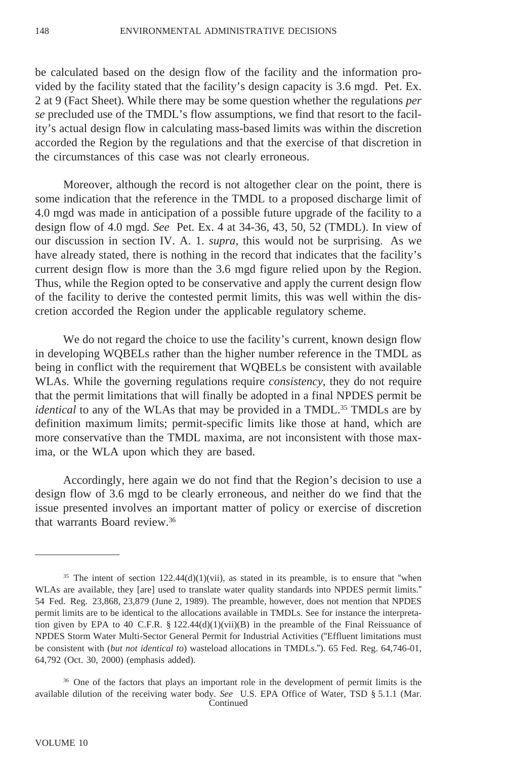be calculated based on the design flow of the facility and the information provided by the facility stated that the facility's design capacity is 3.6 mgd. Pet. Ex. 2 at 9 (Fact Sheet). While there may be some question whether the regulations *per se* precluded use of the TMDL's flow assumptions, we find that resort to the facility's actual design flow in calculating mass-based limits was within the discretion accorded the Region by the regulations and that the exercise of that discretion in the circumstances of this case was not clearly erroneous.

Moreover, although the record is not altogether clear on the point, there is some indication that the reference in the TMDL to a proposed discharge limit of 4.0 mgd was made in anticipation of a possible future upgrade of the facility to a design flow of 4.0 mgd. *See* Pet. Ex. 4 at 34-36, 43, 50, 52 (TMDL). In view of our discussion in section IV. A. 1. *supra*, this would not be surprising. As we have already stated, there is nothing in the record that indicates that the facility's current design flow is more than the 3.6 mgd figure relied upon by the Region. Thus, while the Region opted to be conservative and apply the current design flow of the facility to derive the contested permit limits, this was well within the discretion accorded the Region under the applicable regulatory scheme.

We do not regard the choice to use the facility's current, known design flow in developing WQBELs rather than the higher number reference in the TMDL as being in conflict with the requirement that WQBELs be consistent with available WLAs. While the governing regulations require *consistency*, they do not require that the permit limitations that will finally be adopted in a final NPDES permit be *identical* to any of the WLAs that may be provided in a TMDL.[35] TMDLs are by definition maximum limits; permit-specific limits like those at hand, which are more conservative than the TMDL maxima, are not inconsistent with those maxima, or the WLA upon which they are based.

Accordingly, here again we do not find that the Region's decision to use a design flow of 3.6 mgd to be clearly erroneous, and neither do we find that the issue presented involves an important matter of policy or exercise of discretion that warrants Board review.[36]

---

[35] The intent of section 122.44(d)(1)(vii), as stated in its preamble, is to ensure that "when WLAs are available, they [are] used to translate water quality standards into NPDES permit limits." 54 Fed. Reg. 23,868, 23,879 (June 2, 1989). The preamble, however, does not mention that NPDES permit limits are to be identical to the allocations available in TMDLs. See for instance the interpretation given by EPA to 40 C.F.R. § 122.44(d)(1)(vii)(B) in the preamble of the Final Reissuance of NPDES Storm Water Multi-Sector General Permit for Industrial Activities ("Effluent limitations must be consistent with (*but not identical to*) wasteload allocations in TMDLs."). 65 Fed. Reg. 64,746-01, 64,792 (Oct. 30, 2000) (emphasis added).

[36] One of the factors that plays an important role in the development of permit limits is the available dilution of the receiving water body. *See* U.S. EPA Office of Water, TSD § 5.1.1 (Mar. Continued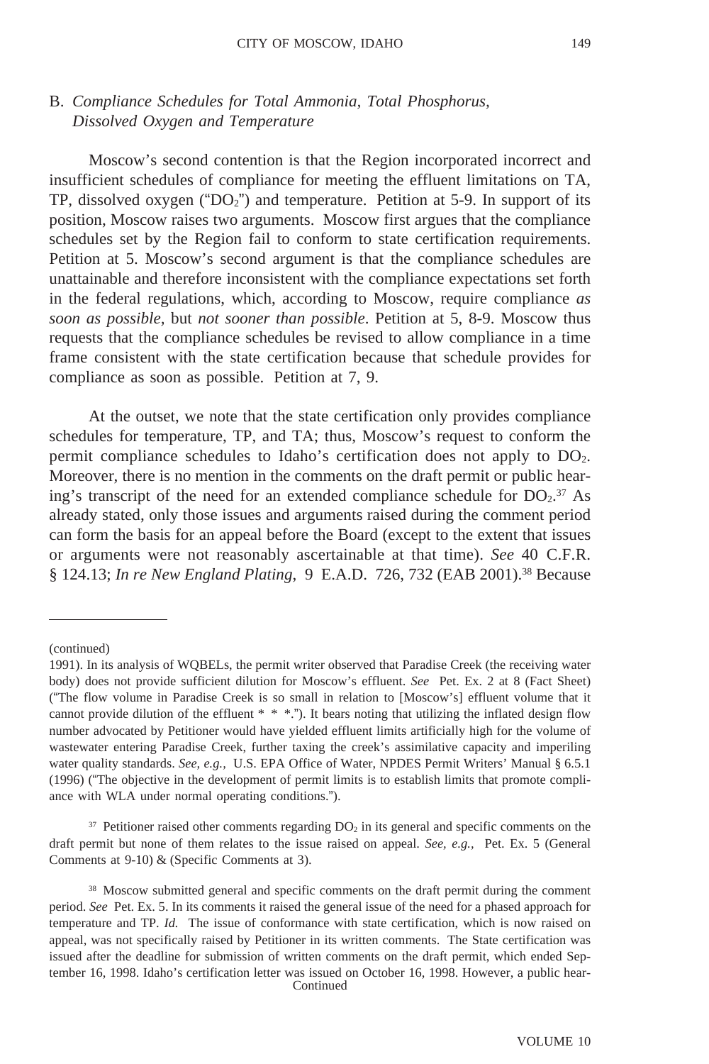## B. *Compliance Schedules for Total Ammonia, Total Phosphorus, Dissolved Oxygen and Temperature*

Moscow's second contention is that the Region incorporated incorrect and insufficient schedules of compliance for meeting the effluent limitations on TA, TP, dissolved oxygen ("$DO_2$") and temperature. Petition at 5-9. In support of its position, Moscow raises two arguments. Moscow first argues that the compliance schedules set by the Region fail to conform to state certification requirements. Petition at 5. Moscow's second argument is that the compliance schedules are unattainable and therefore inconsistent with the compliance expectations set forth in the federal regulations, which, according to Moscow, require compliance *as soon as possible*, but *not sooner than possible*. Petition at 5, 8-9. Moscow thus requests that the compliance schedules be revised to allow compliance in a time frame consistent with the state certification because that schedule provides for compliance as soon as possible. Petition at 7, 9.

At the outset, we note that the state certification only provides compliance schedules for temperature, TP, and TA; thus, Moscow's request to conform the permit compliance schedules to Idaho's certification does not apply to $DO_2$. Moreover, there is no mention in the comments on the draft permit or public hearing's transcript of the need for an extended compliance schedule for $DO_2$.[37] As already stated, only those issues and arguments raised during the comment period can form the basis for an appeal before the Board (except to the extent that issues or arguments were not reasonably ascertainable at that time). *See* 40 C.F.R. § 124.13; *In re New England Plating*, 9 E.A.D. 726, 732 (EAB 2001).[38] Because

---

(continued)

1991). In its analysis of WQBELs, the permit writer observed that Paradise Creek (the receiving water body) does not provide sufficient dilution for Moscow's effluent. *See* Pet. Ex. 2 at 8 (Fact Sheet) ("The flow volume in Paradise Creek is so small in relation to [Moscow's] effluent volume that it cannot provide dilution of the effluent * * *."). It bears noting that utilizing the inflated design flow number advocated by Petitioner would have yielded effluent limits artificially high for the volume of wastewater entering Paradise Creek, further taxing the creek's assimilative capacity and imperiling water quality standards. *See, e.g.,* U.S. EPA Office of Water, NPDES Permit Writers' Manual § 6.5.1 (1996) ("The objective in the development of permit limits is to establish limits that promote compliance with WLA under normal operating conditions.").

[37] Petitioner raised other comments regarding $DO_2$ in its general and specific comments on the draft permit but none of them relates to the issue raised on appeal. *See, e.g.,* Pet. Ex. 5 (General Comments at 9-10) & (Specific Comments at 3).

[38] Moscow submitted general and specific comments on the draft permit during the comment period. *See* Pet. Ex. 5. In its comments it raised the general issue of the need for a phased approach for temperature and TP. *Id.* The issue of conformance with state certification, which is now raised on appeal, was not specifically raised by Petitioner in its written comments. The State certification was issued after the deadline for submission of written comments on the draft permit, which ended September 16, 1998. Idaho's certification letter was issued on October 16, 1998. However, a public hear-

Continued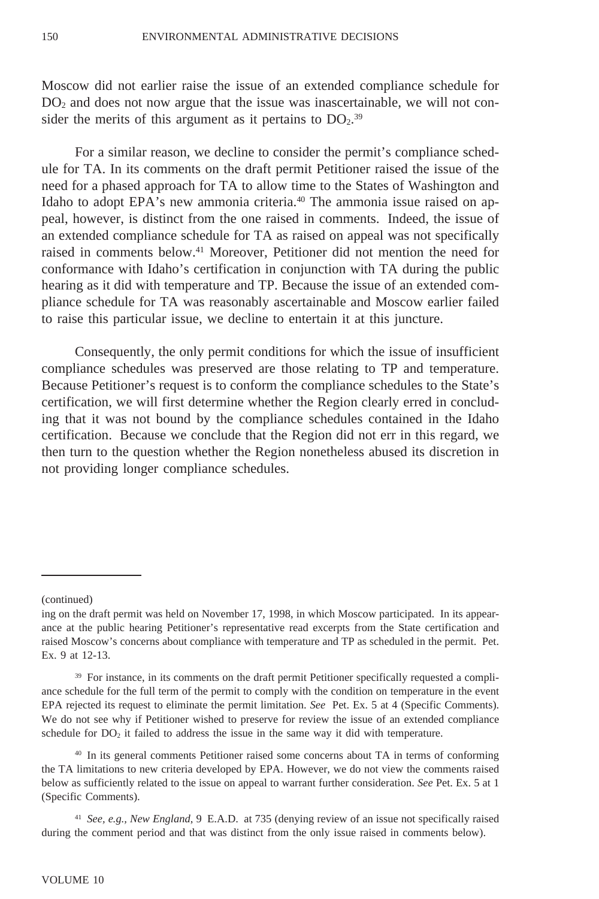Moscow did not earlier raise the issue of an extended compliance schedule for $DO_2$ and does not now argue that the issue was inascertainable, we will not consider the merits of this argument as it pertains to $DO_2$.[39]

For a similar reason, we decline to consider the permit's compliance schedule for TA. In its comments on the draft permit Petitioner raised the issue of the need for a phased approach for TA to allow time to the States of Washington and Idaho to adopt EPA's new ammonia criteria.[40] The ammonia issue raised on appeal, however, is distinct from the one raised in comments. Indeed, the issue of an extended compliance schedule for TA as raised on appeal was not specifically raised in comments below.[41] Moreover, Petitioner did not mention the need for conformance with Idaho's certification in conjunction with TA during the public hearing as it did with temperature and TP. Because the issue of an extended compliance schedule for TA was reasonably ascertainable and Moscow earlier failed to raise this particular issue, we decline to entertain it at this juncture.

Consequently, the only permit conditions for which the issue of insufficient compliance schedules was preserved are those relating to TP and temperature. Because Petitioner's request is to conform the compliance schedules to the State's certification, we will first determine whether the Region clearly erred in concluding that it was not bound by the compliance schedules contained in the Idaho certification. Because we conclude that the Region did not err in this regard, we then turn to the question whether the Region nonetheless abused its discretion in not providing longer compliance schedules.

---

(continued)

ing on the draft permit was held on November 17, 1998, in which Moscow participated. In its appearance at the public hearing Petitioner's representative read excerpts from the State certification and raised Moscow's concerns about compliance with temperature and TP as scheduled in the permit. Pet. Ex. 9 at 12-13.

[39] For instance, in its comments on the draft permit Petitioner specifically requested a compliance schedule for the full term of the permit to comply with the condition on temperature in the event EPA rejected its request to eliminate the permit limitation. *See* Pet. Ex. 5 at 4 (Specific Comments). We do not see why if Petitioner wished to preserve for review the issue of an extended compliance schedule for $DO_2$ it failed to address the issue in the same way it did with temperature.

[40] In its general comments Petitioner raised some concerns about TA in terms of conforming the TA limitations to new criteria developed by EPA. However, we do not view the comments raised below as sufficiently related to the issue on appeal to warrant further consideration. *See* Pet. Ex. 5 at 1 (Specific Comments).

[41] *See, e.g., New England*, 9 E.A.D. at 735 (denying review of an issue not specifically raised during the comment period and that was distinct from the only issue raised in comments below).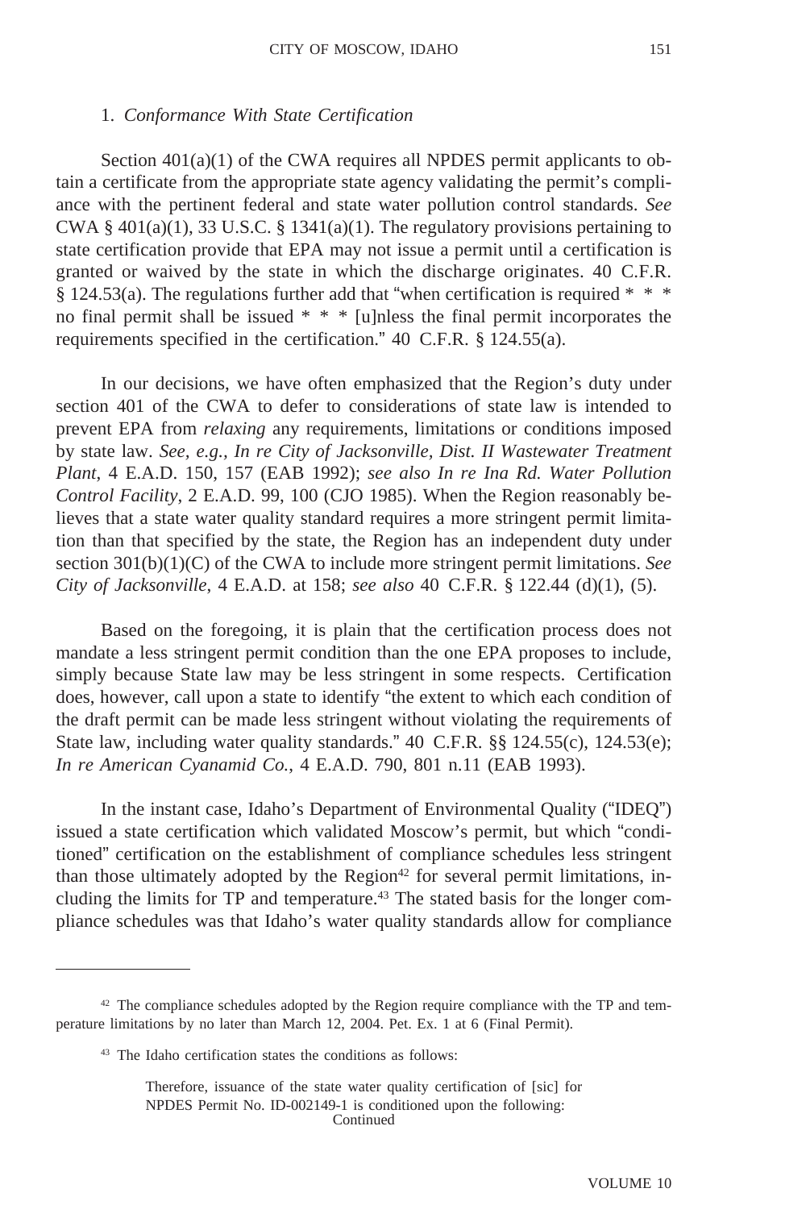1. *Conformance With State Certification*

Section 401(a)(1) of the CWA requires all NPDES permit applicants to obtain a certificate from the appropriate state agency validating the permit's compliance with the pertinent federal and state water pollution control standards. *See* CWA § 401(a)(1), 33 U.S.C. § 1341(a)(1). The regulatory provisions pertaining to state certification provide that EPA may not issue a permit until a certification is granted or waived by the state in which the discharge originates. 40 C.F.R. § 124.53(a). The regulations further add that "when certification is required * * * no final permit shall be issued * * * [u]nless the final permit incorporates the requirements specified in the certification." 40 C.F.R. § 124.55(a).

In our decisions, we have often emphasized that the Region's duty under section 401 of the CWA to defer to considerations of state law is intended to prevent EPA from *relaxing* any requirements, limitations or conditions imposed by state law. *See, e.g., In re City of Jacksonville, Dist. II Wastewater Treatment Plant*, 4 E.A.D. 150, 157 (EAB 1992); *see also In re Ina Rd. Water Pollution Control Facility*, 2 E.A.D. 99, 100 (CJO 1985). When the Region reasonably believes that a state water quality standard requires a more stringent permit limitation than that specified by the state, the Region has an independent duty under section 301(b)(1)(C) of the CWA to include more stringent permit limitations. *See City of Jacksonville*, 4 E.A.D. at 158; *see also* 40 C.F.R. § 122.44 (d)(1), (5).

Based on the foregoing, it is plain that the certification process does not mandate a less stringent permit condition than the one EPA proposes to include, simply because State law may be less stringent in some respects. Certification does, however, call upon a state to identify "the extent to which each condition of the draft permit can be made less stringent without violating the requirements of State law, including water quality standards." 40 C.F.R. §§ 124.55(c), 124.53(e); *In re American Cyanamid Co.*, 4 E.A.D. 790, 801 n.11 (EAB 1993).

In the instant case, Idaho's Department of Environmental Quality ("IDEQ") issued a state certification which validated Moscow's permit, but which "conditioned" certification on the establishment of compliance schedules less stringent than those ultimately adopted by the Region[42] for several permit limitations, including the limits for TP and temperature.[43] The stated basis for the longer compliance schedules was that Idaho's water quality standards allow for compliance

---

[42] The compliance schedules adopted by the Region require compliance with the TP and temperature limitations by no later than March 12, 2004. Pet. Ex. 1 at 6 (Final Permit).

[43] The Idaho certification states the conditions as follows:

> Therefore, issuance of the state water quality certification of [sic] for NPDES Permit No. ID-002149-1 is conditioned upon the following:

Continued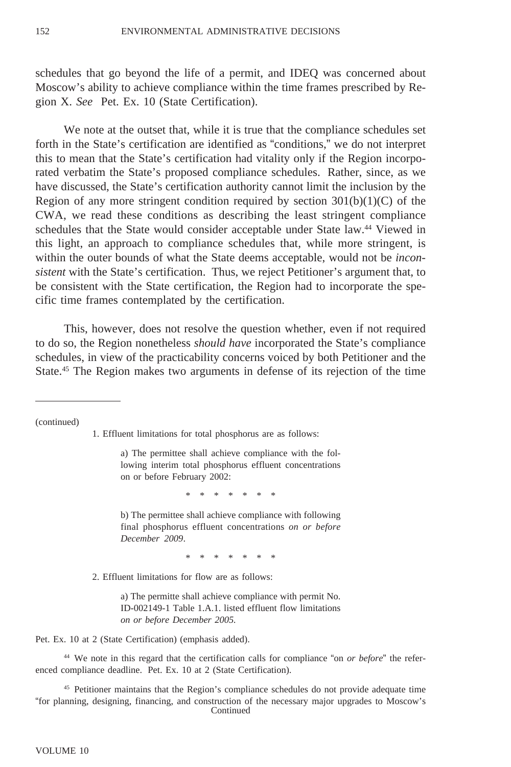schedules that go beyond the life of a permit, and IDEQ was concerned about Moscow's ability to achieve compliance within the time frames prescribed by Region X. *See* Pet. Ex. 10 (State Certification).

We note at the outset that, while it is true that the compliance schedules set forth in the State's certification are identified as "conditions," we do not interpret this to mean that the State's certification had vitality only if the Region incorporated verbatim the State's proposed compliance schedules. Rather, since, as we have discussed, the State's certification authority cannot limit the inclusion by the Region of any more stringent condition required by section 301(b)(1)(C) of the CWA, we read these conditions as describing the least stringent compliance schedules that the State would consider acceptable under State law.[44] Viewed in this light, an approach to compliance schedules that, while more stringent, is within the outer bounds of what the State deems acceptable, would not be *inconsistent* with the State's certification. Thus, we reject Petitioner's argument that, to be consistent with the State certification, the Region had to incorporate the specific time frames contemplated by the certification.

This, however, does not resolve the question whether, even if not required to do so, the Region nonetheless *should have* incorporated the State's compliance schedules, in view of the practicability concerns voiced by both Petitioner and the State.[45] The Region makes two arguments in defense of its rejection of the time

---

(continued)

> 1. Effluent limitations for total phosphorus are as follows:
>
> > a) The permittee shall achieve compliance with the following interim total phosphorus effluent concentrations on or before February 2002:
> >
> > \* \* \* \* \* \* \*
> >
> > b) The permittee shall achieve compliance with following final phosphorus effluent concentrations *on or before December 2009*.
> >
> > \* \* \* \* \* \* \*
>
> 2. Effluent limitations for flow are as follows:
>
> > a) The permitte shall achieve compliance with permit No. ID-002149-1 Table 1.A.1. listed effluent flow limitations *on or before December 2005.*

Pet. Ex. 10 at 2 (State Certification) (emphasis added).

[44] We note in this regard that the certification calls for compliance "on *or before*" the referenced compliance deadline. Pet. Ex. 10 at 2 (State Certification).

[45] Petitioner maintains that the Region's compliance schedules do not provide adequate time "for planning, designing, financing, and construction of the necessary major upgrades to Moscow's
Continued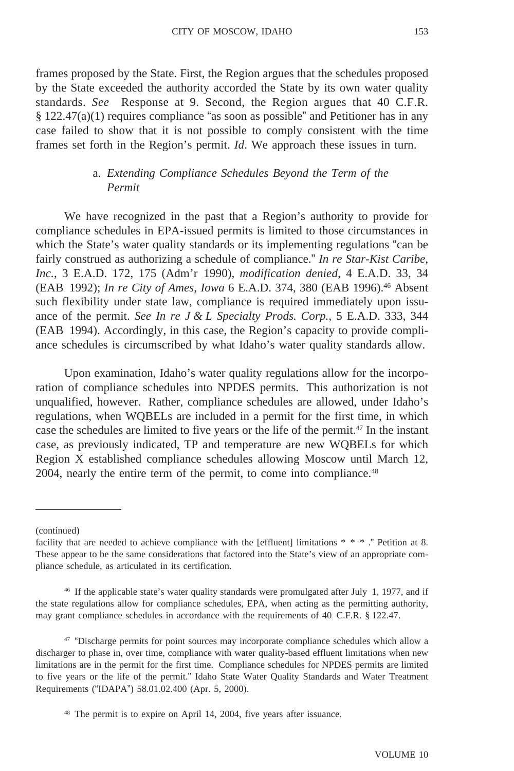frames proposed by the State. First, the Region argues that the schedules proposed by the State exceeded the authority accorded the State by its own water quality standards. *See* Response at 9. Second, the Region argues that 40 C.F.R. § 122.47(a)(1) requires compliance "as soon as possible" and Petitioner has in any case failed to show that it is not possible to comply consistent with the time frames set forth in the Region's permit. *Id*. We approach these issues in turn.

### a. *Extending Compliance Schedules Beyond the Term of the Permit*

We have recognized in the past that a Region's authority to provide for compliance schedules in EPA-issued permits is limited to those circumstances in which the State's water quality standards or its implementing regulations "can be fairly construed as authorizing a schedule of compliance." *In re Star-Kist Caribe, Inc.*, 3 E.A.D. 172, 175 (Adm'r 1990), *modification denied*, 4 E.A.D. 33, 34 (EAB 1992); *In re City of Ames, Iowa* 6 E.A.D. 374, 380 (EAB 1996).[46] Absent such flexibility under state law, compliance is required immediately upon issuance of the permit. *See In re J & L Specialty Prods. Corp.*, 5 E.A.D. 333, 344 (EAB 1994). Accordingly, in this case, the Region's capacity to provide compliance schedules is circumscribed by what Idaho's water quality standards allow.

Upon examination, Idaho's water quality regulations allow for the incorporation of compliance schedules into NPDES permits. This authorization is not unqualified, however. Rather, compliance schedules are allowed, under Idaho's regulations, when WQBELs are included in a permit for the first time, in which case the schedules are limited to five years or the life of the permit.[47] In the instant case, as previously indicated, TP and temperature are new WQBELs for which Region X established compliance schedules allowing Moscow until March 12, 2004, nearly the entire term of the permit, to come into compliance.[48]

---

(continued)
facility that are needed to achieve compliance with the [effluent] limitations * * * ." Petition at 8. These appear to be the same considerations that factored into the State's view of an appropriate compliance schedule, as articulated in its certification.

[46] If the applicable state's water quality standards were promulgated after July 1, 1977, and if the state regulations allow for compliance schedules, EPA, when acting as the permitting authority, may grant compliance schedules in accordance with the requirements of 40 C.F.R. § 122.47.

[47] "Discharge permits for point sources may incorporate compliance schedules which allow a discharger to phase in, over time, compliance with water quality-based effluent limitations when new limitations are in the permit for the first time. Compliance schedules for NPDES permits are limited to five years or the life of the permit." Idaho State Water Quality Standards and Water Treatment Requirements ("IDAPA") 58.01.02.400 (Apr. 5, 2000).

[48] The permit is to expire on April 14, 2004, five years after issuance.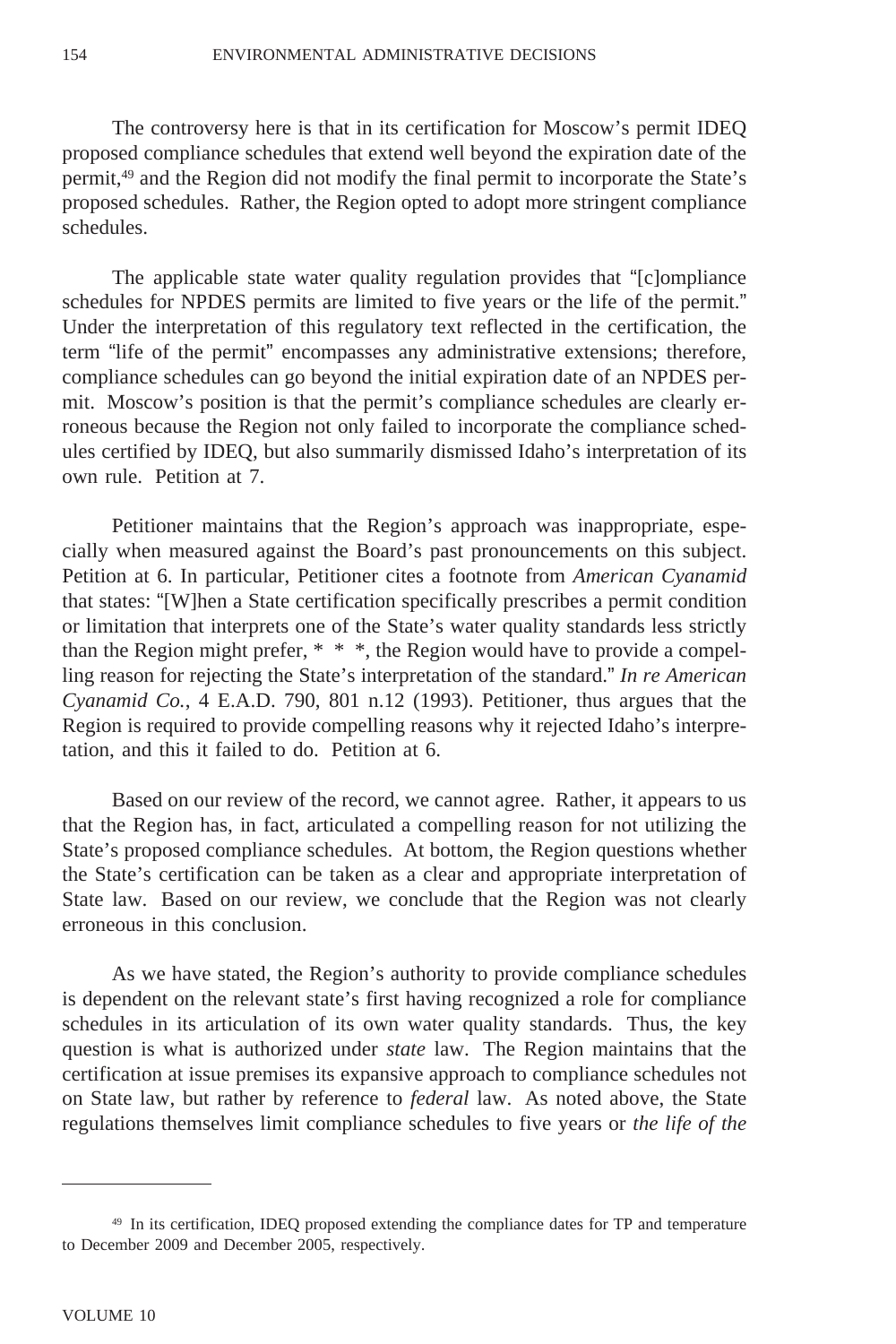The controversy here is that in its certification for Moscow's permit IDEQ proposed compliance schedules that extend well beyond the expiration date of the permit,[49] and the Region did not modify the final permit to incorporate the State's proposed schedules. Rather, the Region opted to adopt more stringent compliance schedules.

The applicable state water quality regulation provides that "[c]ompliance schedules for NPDES permits are limited to five years or the life of the permit." Under the interpretation of this regulatory text reflected in the certification, the term "life of the permit" encompasses any administrative extensions; therefore, compliance schedules can go beyond the initial expiration date of an NPDES permit. Moscow's position is that the permit's compliance schedules are clearly erroneous because the Region not only failed to incorporate the compliance schedules certified by IDEQ, but also summarily dismissed Idaho's interpretation of its own rule. Petition at 7.

Petitioner maintains that the Region's approach was inappropriate, especially when measured against the Board's past pronouncements on this subject. Petition at 6. In particular, Petitioner cites a footnote from *American Cyanamid* that states: "[W]hen a State certification specifically prescribes a permit condition or limitation that interprets one of the State's water quality standards less strictly than the Region might prefer, * * *, the Region would have to provide a compelling reason for rejecting the State's interpretation of the standard." *In re American Cyanamid Co.*, 4 E.A.D. 790, 801 n.12 (1993). Petitioner, thus argues that the Region is required to provide compelling reasons why it rejected Idaho's interpretation, and this it failed to do. Petition at 6.

Based on our review of the record, we cannot agree. Rather, it appears to us that the Region has, in fact, articulated a compelling reason for not utilizing the State's proposed compliance schedules. At bottom, the Region questions whether the State's certification can be taken as a clear and appropriate interpretation of State law. Based on our review, we conclude that the Region was not clearly erroneous in this conclusion.

As we have stated, the Region's authority to provide compliance schedules is dependent on the relevant state's first having recognized a role for compliance schedules in its articulation of its own water quality standards. Thus, the key question is what is authorized under *state* law. The Region maintains that the certification at issue premises its expansive approach to compliance schedules not on State law, but rather by reference to *federal* law. As noted above, the State regulations themselves limit compliance schedules to five years or *the life of the*

---

[49] In its certification, IDEQ proposed extending the compliance dates for TP and temperature to December 2009 and December 2005, respectively.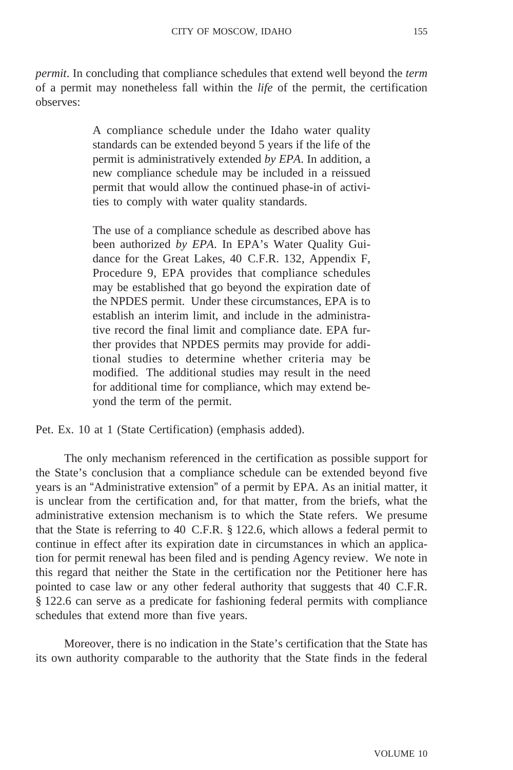*permit*. In concluding that compliance schedules that extend well beyond the *term* of a permit may nonetheless fall within the *life* of the permit, the certification observes:

> A compliance schedule under the Idaho water quality standards can be extended beyond 5 years if the life of the permit is administratively extended *by EPA*. In addition, a new compliance schedule may be included in a reissued permit that would allow the continued phase-in of activities to comply with water quality standards.
>
> The use of a compliance schedule as described above has been authorized *by EPA*. In EPA's Water Quality Guidance for the Great Lakes, 40 C.F.R. 132, Appendix F, Procedure 9, EPA provides that compliance schedules may be established that go beyond the expiration date of the NPDES permit. Under these circumstances, EPA is to establish an interim limit, and include in the administrative record the final limit and compliance date. EPA further provides that NPDES permits may provide for additional studies to determine whether criteria may be modified. The additional studies may result in the need for additional time for compliance, which may extend beyond the term of the permit.

Pet. Ex. 10 at 1 (State Certification) (emphasis added).

The only mechanism referenced in the certification as possible support for the State's conclusion that a compliance schedule can be extended beyond five years is an "Administrative extension" of a permit by EPA. As an initial matter, it is unclear from the certification and, for that matter, from the briefs, what the administrative extension mechanism is to which the State refers. We presume that the State is referring to 40 C.F.R. § 122.6, which allows a federal permit to continue in effect after its expiration date in circumstances in which an application for permit renewal has been filed and is pending Agency review. We note in this regard that neither the State in the certification nor the Petitioner here has pointed to case law or any other federal authority that suggests that 40 C.F.R. § 122.6 can serve as a predicate for fashioning federal permits with compliance schedules that extend more than five years.

Moreover, there is no indication in the State's certification that the State has its own authority comparable to the authority that the State finds in the federal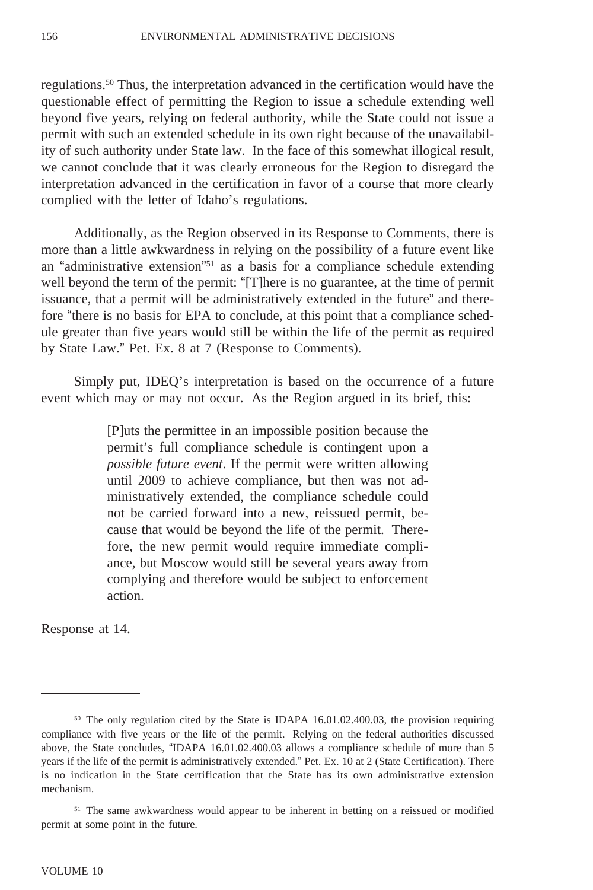regulations.[50] Thus, the interpretation advanced in the certification would have the questionable effect of permitting the Region to issue a schedule extending well beyond five years, relying on federal authority, while the State could not issue a permit with such an extended schedule in its own right because of the unavailability of such authority under State law. In the face of this somewhat illogical result, we cannot conclude that it was clearly erroneous for the Region to disregard the interpretation advanced in the certification in favor of a course that more clearly complied with the letter of Idaho's regulations.

Additionally, as the Region observed in its Response to Comments, there is more than a little awkwardness in relying on the possibility of a future event like an "administrative extension"[51] as a basis for a compliance schedule extending well beyond the term of the permit: "[T]here is no guarantee, at the time of permit issuance, that a permit will be administratively extended in the future" and therefore "there is no basis for EPA to conclude, at this point that a compliance schedule greater than five years would still be within the life of the permit as required by State Law." Pet. Ex. 8 at 7 (Response to Comments).

Simply put, IDEQ's interpretation is based on the occurrence of a future event which may or may not occur. As the Region argued in its brief, this:

> [P]uts the permittee in an impossible position because the permit's full compliance schedule is contingent upon a *possible future event*. If the permit were written allowing until 2009 to achieve compliance, but then was not administratively extended, the compliance schedule could not be carried forward into a new, reissued permit, because that would be beyond the life of the permit. Therefore, the new permit would require immediate compliance, but Moscow would still be several years away from complying and therefore would be subject to enforcement action.

Response at 14.

---

[50] The only regulation cited by the State is IDAPA 16.01.02.400.03, the provision requiring compliance with five years or the life of the permit. Relying on the federal authorities discussed above, the State concludes, "IDAPA 16.01.02.400.03 allows a compliance schedule of more than 5 years if the life of the permit is administratively extended." Pet. Ex. 10 at 2 (State Certification). There is no indication in the State certification that the State has its own administrative extension mechanism.

[51] The same awkwardness would appear to be inherent in betting on a reissued or modified permit at some point in the future.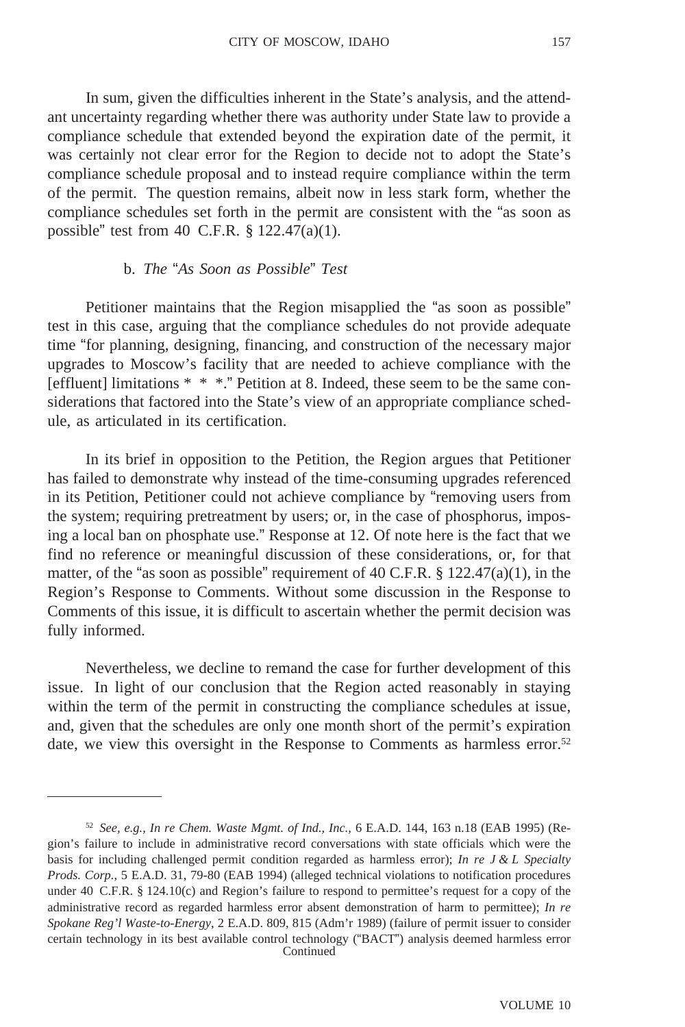In sum, given the difficulties inherent in the State's analysis, and the attendant uncertainty regarding whether there was authority under State law to provide a compliance schedule that extended beyond the expiration date of the permit, it was certainly not clear error for the Region to decide not to adopt the State's compliance schedule proposal and to instead require compliance within the term of the permit. The question remains, albeit now in less stark form, whether the compliance schedules set forth in the permit are consistent with the "as soon as possible" test from 40 C.F.R. § 122.47(a)(1).

b. *The "As Soon as Possible" Test*

Petitioner maintains that the Region misapplied the "as soon as possible" test in this case, arguing that the compliance schedules do not provide adequate time "for planning, designing, financing, and construction of the necessary major upgrades to Moscow's facility that are needed to achieve compliance with the [effluent] limitations * * *." Petition at 8. Indeed, these seem to be the same considerations that factored into the State's view of an appropriate compliance schedule, as articulated in its certification.

In its brief in opposition to the Petition, the Region argues that Petitioner has failed to demonstrate why instead of the time-consuming upgrades referenced in its Petition, Petitioner could not achieve compliance by "removing users from the system; requiring pretreatment by users; or, in the case of phosphorus, imposing a local ban on phosphate use." Response at 12. Of note here is the fact that we find no reference or meaningful discussion of these considerations, or, for that matter, of the "as soon as possible" requirement of 40 C.F.R. § 122.47(a)(1), in the Region's Response to Comments. Without some discussion in the Response to Comments of this issue, it is difficult to ascertain whether the permit decision was fully informed.

Nevertheless, we decline to remand the case for further development of this issue. In light of our conclusion that the Region acted reasonably in staying within the term of the permit in constructing the compliance schedules at issue, and, given that the schedules are only one month short of the permit's expiration date, we view this oversight in the Response to Comments as harmless error.[52]

---

[52] *See, e.g.*, *In re Chem. Waste Mgmt. of Ind., Inc.,* 6 E.A.D. 144, 163 n.18 (EAB 1995) (Region's failure to include in administrative record conversations with state officials which were the basis for including challenged permit condition regarded as harmless error); *In re J & L Specialty Prods. Corp.*, 5 E.A.D. 31, 79-80 (EAB 1994) (alleged technical violations to notification procedures under 40 C.F.R. § 124.10(c) and Region's failure to respond to permittee's request for a copy of the administrative record as regarded harmless error absent demonstration of harm to permittee); *In re Spokane Reg'l Waste-to-Energy*, 2 E.A.D. 809, 815 (Adm'r 1989) (failure of permit issuer to consider certain technology in its best available control technology ("BACT") analysis deemed harmless error

Continued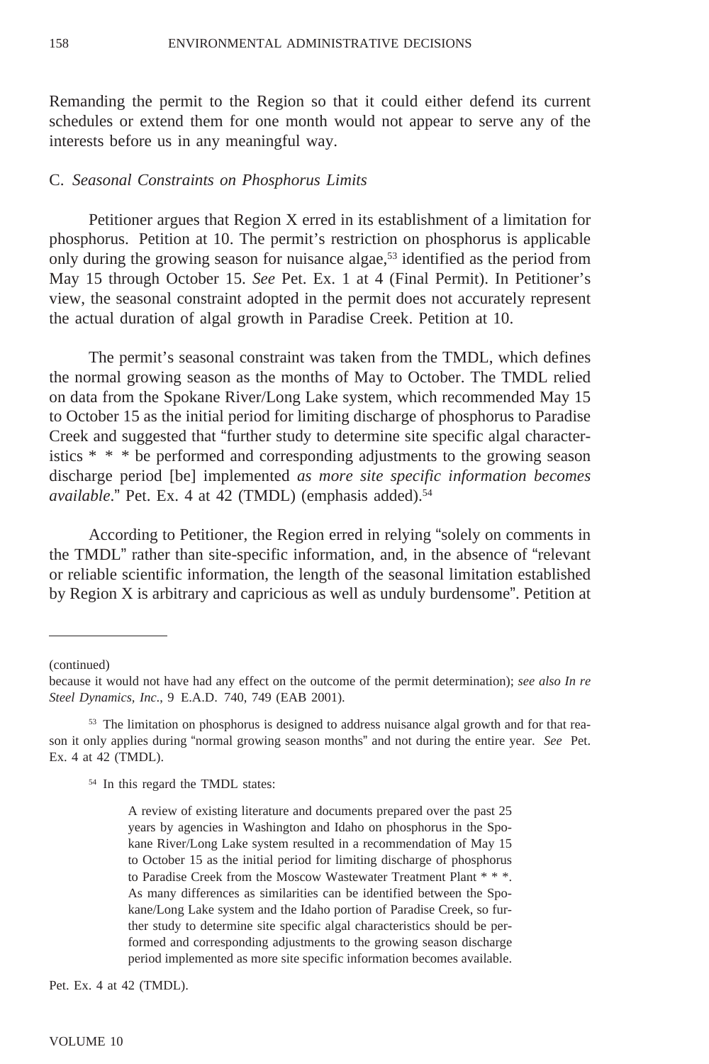Remanding the permit to the Region so that it could either defend its current schedules or extend them for one month would not appear to serve any of the interests before us in any meaningful way.

C. *Seasonal Constraints on Phosphorus Limits*

Petitioner argues that Region X erred in its establishment of a limitation for phosphorus. Petition at 10. The permit's restriction on phosphorus is applicable only during the growing season for nuisance algae,[53] identified as the period from May 15 through October 15. *See* Pet. Ex. 1 at 4 (Final Permit). In Petitioner's view, the seasonal constraint adopted in the permit does not accurately represent the actual duration of algal growth in Paradise Creek. Petition at 10.

The permit's seasonal constraint was taken from the TMDL, which defines the normal growing season as the months of May to October. The TMDL relied on data from the Spokane River/Long Lake system, which recommended May 15 to October 15 as the initial period for limiting discharge of phosphorus to Paradise Creek and suggested that "further study to determine site specific algal characteristics * * * be performed and corresponding adjustments to the growing season discharge period [be] implemented *as more site specific information becomes available*." Pet. Ex. 4 at 42 (TMDL) (emphasis added).[54]

According to Petitioner, the Region erred in relying "solely on comments in the TMDL" rather than site-specific information, and, in the absence of "relevant or reliable scientific information, the length of the seasonal limitation established by Region X is arbitrary and capricious as well as unduly burdensome". Petition at

---

(continued)

because it would not have had any effect on the outcome of the permit determination); *see also In re Steel Dynamics, Inc.*, 9 E.A.D. 740, 749 (EAB 2001).

[53] The limitation on phosphorus is designed to address nuisance algal growth and for that reason it only applies during "normal growing season months" and not during the entire year. *See* Pet. Ex. 4 at 42 (TMDL).

[54] In this regard the TMDL states:

> A review of existing literature and documents prepared over the past 25 years by agencies in Washington and Idaho on phosphorus in the Spokane River/Long Lake system resulted in a recommendation of May 15 to October 15 as the initial period for limiting discharge of phosphorus to Paradise Creek from the Moscow Wastewater Treatment Plant * * *. As many differences as similarities can be identified between the Spokane/Long Lake system and the Idaho portion of Paradise Creek, so further study to determine site specific algal characteristics should be performed and corresponding adjustments to the growing season discharge period implemented as more site specific information becomes available.

Pet. Ex. 4 at 42 (TMDL).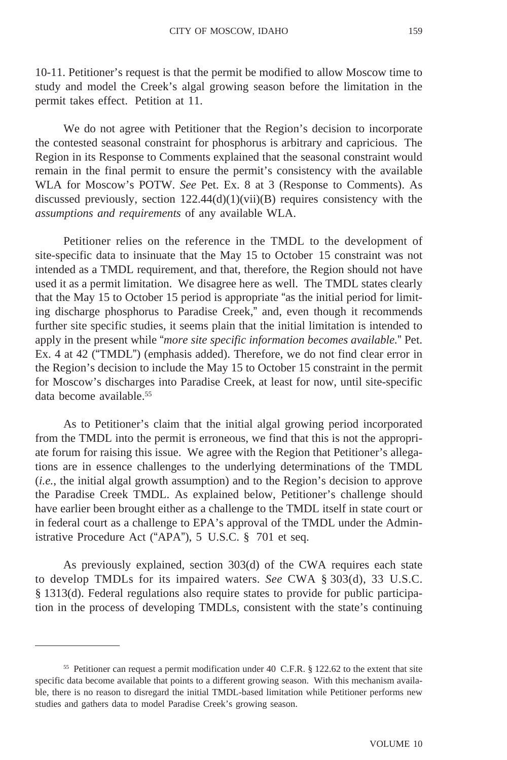10-11. Petitioner's request is that the permit be modified to allow Moscow time to study and model the Creek's algal growing season before the limitation in the permit takes effect. Petition at 11.

We do not agree with Petitioner that the Region's decision to incorporate the contested seasonal constraint for phosphorus is arbitrary and capricious. The Region in its Response to Comments explained that the seasonal constraint would remain in the final permit to ensure the permit's consistency with the available WLA for Moscow's POTW. *See* Pet. Ex. 8 at 3 (Response to Comments). As discussed previously, section 122.44(d)(1)(vii)(B) requires consistency with the *assumptions and requirements* of any available WLA.

Petitioner relies on the reference in the TMDL to the development of site-specific data to insinuate that the May 15 to October 15 constraint was not intended as a TMDL requirement, and that, therefore, the Region should not have used it as a permit limitation. We disagree here as well. The TMDL states clearly that the May 15 to October 15 period is appropriate "as the initial period for limiting discharge phosphorus to Paradise Creek," and, even though it recommends further site specific studies, it seems plain that the initial limitation is intended to apply in the present while "*more site specific information becomes available.*" Pet. Ex. 4 at 42 ("TMDL") (emphasis added). Therefore, we do not find clear error in the Region's decision to include the May 15 to October 15 constraint in the permit for Moscow's discharges into Paradise Creek, at least for now, until site-specific data become available.[55]

As to Petitioner's claim that the initial algal growing period incorporated from the TMDL into the permit is erroneous, we find that this is not the appropriate forum for raising this issue. We agree with the Region that Petitioner's allegations are in essence challenges to the underlying determinations of the TMDL (*i.e.*, the initial algal growth assumption) and to the Region's decision to approve the Paradise Creek TMDL. As explained below, Petitioner's challenge should have earlier been brought either as a challenge to the TMDL itself in state court or in federal court as a challenge to EPA's approval of the TMDL under the Administrative Procedure Act ("APA"), 5 U.S.C. § 701 et seq.

As previously explained, section 303(d) of the CWA requires each state to develop TMDLs for its impaired waters. *See* CWA § 303(d), 33 U.S.C. § 1313(d). Federal regulations also require states to provide for public participation in the process of developing TMDLs, consistent with the state's continuing

---

[55] Petitioner can request a permit modification under 40 C.F.R. § 122.62 to the extent that site specific data become available that points to a different growing season. With this mechanism available, there is no reason to disregard the initial TMDL-based limitation while Petitioner performs new studies and gathers data to model Paradise Creek's growing season.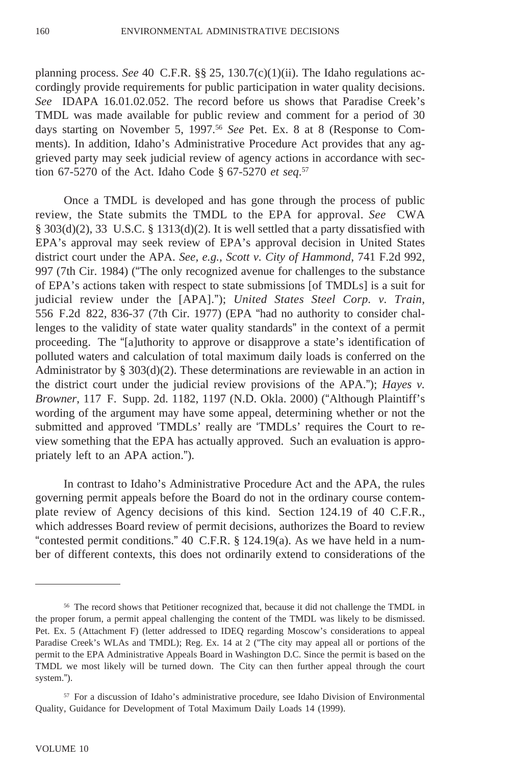planning process. *See* 40 C.F.R. §§ 25, 130.7(c)(1)(ii). The Idaho regulations accordingly provide requirements for public participation in water quality decisions. *See* IDAPA 16.01.02.052. The record before us shows that Paradise Creek's TMDL was made available for public review and comment for a period of 30 days starting on November 5, 1997.[56] *See* Pet. Ex. 8 at 8 (Response to Comments). In addition, Idaho's Administrative Procedure Act provides that any aggrieved party may seek judicial review of agency actions in accordance with section 67-5270 of the Act. Idaho Code § 67-5270 *et seq*.[57]

Once a TMDL is developed and has gone through the process of public review, the State submits the TMDL to the EPA for approval. *See* CWA § 303(d)(2), 33 U.S.C. § 1313(d)(2). It is well settled that a party dissatisfied with EPA's approval may seek review of EPA's approval decision in United States district court under the APA. *See, e.g., Scott v. City of Hammond*, 741 F.2d 992, 997 (7th Cir. 1984) ("The only recognized avenue for challenges to the substance of EPA's actions taken with respect to state submissions [of TMDLs] is a suit for judicial review under the [APA]."); *United States Steel Corp. v. Train*, 556 F.2d 822, 836-37 (7th Cir. 1977) (EPA "had no authority to consider challenges to the validity of state water quality standards" in the context of a permit proceeding. The "[a]uthority to approve or disapprove a state's identification of polluted waters and calculation of total maximum daily loads is conferred on the Administrator by § 303(d)(2). These determinations are reviewable in an action in the district court under the judicial review provisions of the APA."); *Hayes v. Browner*, 117 F. Supp. 2d. 1182, 1197 (N.D. Okla. 2000) ("Although Plaintiff's wording of the argument may have some appeal, determining whether or not the submitted and approved 'TMDLs' really are 'TMDLs' requires the Court to review something that the EPA has actually approved. Such an evaluation is appropriately left to an APA action.").

In contrast to Idaho's Administrative Procedure Act and the APA, the rules governing permit appeals before the Board do not in the ordinary course contemplate review of Agency decisions of this kind. Section 124.19 of 40 C.F.R., which addresses Board review of permit decisions, authorizes the Board to review "contested permit conditions." 40 C.F.R. § 124.19(a). As we have held in a number of different contexts, this does not ordinarily extend to considerations of the

---

[56] The record shows that Petitioner recognized that, because it did not challenge the TMDL in the proper forum, a permit appeal challenging the content of the TMDL was likely to be dismissed. Pet. Ex. 5 (Attachment F) (letter addressed to IDEQ regarding Moscow's considerations to appeal Paradise Creek's WLAs and TMDL); Reg. Ex. 14 at 2 ("The city may appeal all or portions of the permit to the EPA Administrative Appeals Board in Washington D.C. Since the permit is based on the TMDL we most likely will be turned down. The City can then further appeal through the court system.").

[57] For a discussion of Idaho's administrative procedure, see Idaho Division of Environmental Quality, Guidance for Development of Total Maximum Daily Loads 14 (1999).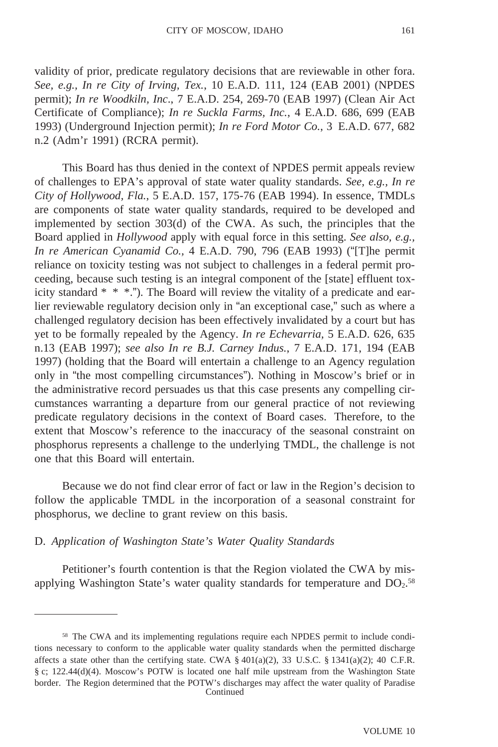validity of prior, predicate regulatory decisions that are reviewable in other fora. *See, e.g.*, *In re City of Irving, Tex.*, 10 E.A.D. 111, 124 (EAB 2001) (NPDES permit); *In re Woodkiln, Inc*., 7 E.A.D. 254, 269-70 (EAB 1997) (Clean Air Act Certificate of Compliance); *In re Suckla Farms, Inc.*, 4 E.A.D. 686, 699 (EAB 1993) (Underground Injection permit); *In re Ford Motor Co.*, 3 E.A.D. 677, 682 n.2 (Adm'r 1991) (RCRA permit).

This Board has thus denied in the context of NPDES permit appeals review of challenges to EPA's approval of state water quality standards. *See, e.g.*, *In re City of Hollywood, Fla.*, 5 E.A.D. 157, 175-76 (EAB 1994). In essence, TMDLs are components of state water quality standards, required to be developed and implemented by section 303(d) of the CWA. As such, the principles that the Board applied in *Hollywood* apply with equal force in this setting. *See also, e.g., In re American Cyanamid Co.,* 4 E.A.D. 790, 796 (EAB 1993) ("[T]he permit reliance on toxicity testing was not subject to challenges in a federal permit proceeding, because such testing is an integral component of the [state] effluent toxicity standard * * *."). The Board will review the vitality of a predicate and earlier reviewable regulatory decision only in "an exceptional case," such as where a challenged regulatory decision has been effectively invalidated by a court but has yet to be formally repealed by the Agency. *In re Echevarria,* 5 E.A.D. 626, 635 n.13 (EAB 1997); *see also In re B.J. Carney Indus.*, 7 E.A.D. 171, 194 (EAB 1997) (holding that the Board will entertain a challenge to an Agency regulation only in "the most compelling circumstances"). Nothing in Moscow's brief or in the administrative record persuades us that this case presents any compelling circumstances warranting a departure from our general practice of not reviewing predicate regulatory decisions in the context of Board cases. Therefore, to the extent that Moscow's reference to the inaccuracy of the seasonal constraint on phosphorus represents a challenge to the underlying TMDL, the challenge is not one that this Board will entertain.

Because we do not find clear error of fact or law in the Region's decision to follow the applicable TMDL in the incorporation of a seasonal constraint for phosphorus, we decline to grant review on this basis.

D. *Application of Washington State's Water Quality Standards*

Petitioner's fourth contention is that the Region violated the CWA by misapplying Washington State's water quality standards for temperature and $DO_2$.[58]

---

[58] The CWA and its implementing regulations require each NPDES permit to include conditions necessary to conform to the applicable water quality standards when the permitted discharge affects a state other than the certifying state. CWA § 401(a)(2), 33 U.S.C. § 1341(a)(2); 40 C.F.R. § c; 122.44(d)(4). Moscow's POTW is located one half mile upstream from the Washington State border. The Region determined that the POTW's discharges may affect the water quality of Paradise
Continued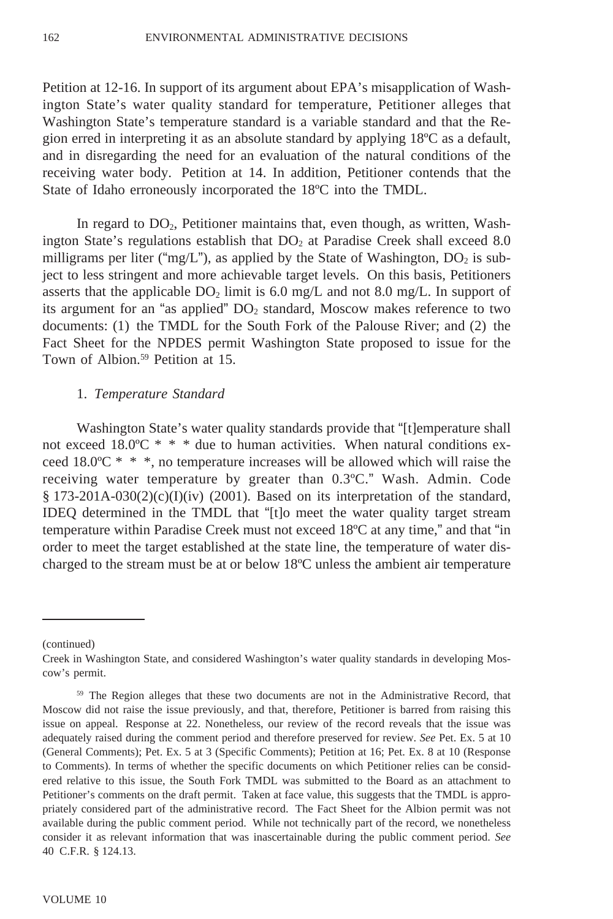Petition at 12-16. In support of its argument about EPA's misapplication of Washington State's water quality standard for temperature, Petitioner alleges that Washington State's temperature standard is a variable standard and that the Region erred in interpreting it as an absolute standard by applying 18ºC as a default, and in disregarding the need for an evaluation of the natural conditions of the receiving water body. Petition at 14. In addition, Petitioner contends that the State of Idaho erroneously incorporated the 18ºC into the TMDL.

In regard to $DO_2$, Petitioner maintains that, even though, as written, Washington State's regulations establish that $DO_2$ at Paradise Creek shall exceed 8.0 milligrams per liter ("mg/L"), as applied by the State of Washington, $DO_2$ is subject to less stringent and more achievable target levels. On this basis, Petitioners asserts that the applicable $DO_2$ limit is 6.0 mg/L and not 8.0 mg/L. In support of its argument for an "as applied" $DO_2$ standard, Moscow makes reference to two documents: (1) the TMDL for the South Fork of the Palouse River; and (2) the Fact Sheet for the NPDES permit Washington State proposed to issue for the Town of Albion.[59] Petition at 15.

1. *Temperature Standard*

Washington State's water quality standards provide that "[t]emperature shall not exceed 18.0ºC * * * due to human activities. When natural conditions exceed 18.0ºC * * *, no temperature increases will be allowed which will raise the receiving water temperature by greater than 0.3ºC." Wash. Admin. Code § 173-201A-030(2)(c)(I)(iv) (2001). Based on its interpretation of the standard, IDEQ determined in the TMDL that "[t]o meet the water quality target stream temperature within Paradise Creek must not exceed 18ºC at any time," and that "in order to meet the target established at the state line, the temperature of water discharged to the stream must be at or below 18ºC unless the ambient air temperature

---

(continued)

Creek in Washington State, and considered Washington's water quality standards in developing Moscow's permit.

[59] The Region alleges that these two documents are not in the Administrative Record, that Moscow did not raise the issue previously, and that, therefore, Petitioner is barred from raising this issue on appeal. Response at 22. Nonetheless, our review of the record reveals that the issue was adequately raised during the comment period and therefore preserved for review. *See* Pet. Ex. 5 at 10 (General Comments); Pet. Ex. 5 at 3 (Specific Comments); Petition at 16; Pet. Ex. 8 at 10 (Response to Comments). In terms of whether the specific documents on which Petitioner relies can be considered relative to this issue, the South Fork TMDL was submitted to the Board as an attachment to Petitioner's comments on the draft permit. Taken at face value, this suggests that the TMDL is appropriately considered part of the administrative record. The Fact Sheet for the Albion permit was not available during the public comment period. While not technically part of the record, we nonetheless consider it as relevant information that was inascertainable during the public comment period. *See* 40 C.F.R. § 124.13.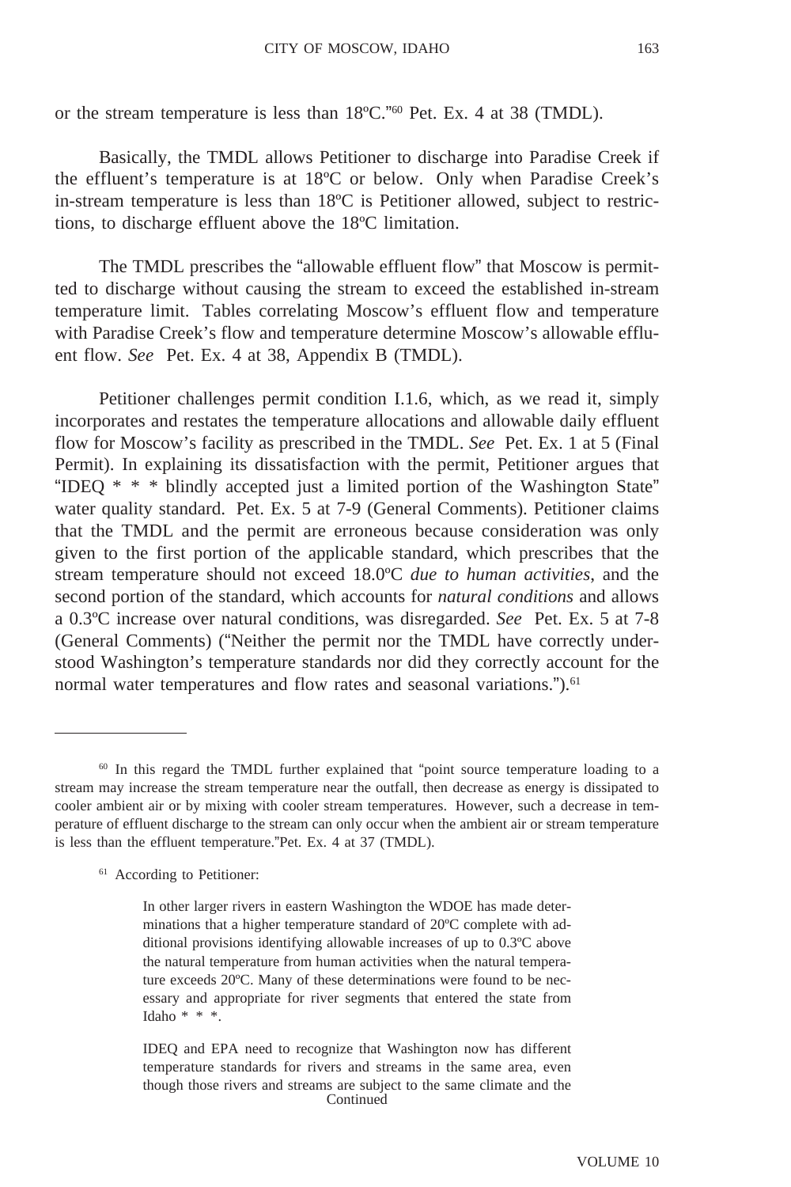or the stream temperature is less than 18ºC."[60] Pet. Ex. 4 at 38 (TMDL).

Basically, the TMDL allows Petitioner to discharge into Paradise Creek if the effluent's temperature is at 18ºC or below. Only when Paradise Creek's in-stream temperature is less than 18ºC is Petitioner allowed, subject to restrictions, to discharge effluent above the 18ºC limitation.

The TMDL prescribes the "allowable effluent flow" that Moscow is permitted to discharge without causing the stream to exceed the established in-stream temperature limit. Tables correlating Moscow's effluent flow and temperature with Paradise Creek's flow and temperature determine Moscow's allowable effluent flow. *See* Pet. Ex. 4 at 38, Appendix B (TMDL).

Petitioner challenges permit condition I.1.6, which, as we read it, simply incorporates and restates the temperature allocations and allowable daily effluent flow for Moscow's facility as prescribed in the TMDL. *See* Pet. Ex. 1 at 5 (Final Permit). In explaining its dissatisfaction with the permit, Petitioner argues that "IDEQ * * * blindly accepted just a limited portion of the Washington State" water quality standard. Pet. Ex. 5 at 7-9 (General Comments). Petitioner claims that the TMDL and the permit are erroneous because consideration was only given to the first portion of the applicable standard, which prescribes that the stream temperature should not exceed 18.0ºC *due to human activities*, and the second portion of the standard, which accounts for *natural conditions* and allows a 0.3ºC increase over natural conditions, was disregarded. *See* Pet. Ex. 5 at 7-8 (General Comments) ("Neither the permit nor the TMDL have correctly understood Washington's temperature standards nor did they correctly account for the normal water temperatures and flow rates and seasonal variations.").[61]

---

[60] In this regard the TMDL further explained that "point source temperature loading to a stream may increase the stream temperature near the outfall, then decrease as energy is dissipated to cooler ambient air or by mixing with cooler stream temperatures. However, such a decrease in temperature of effluent discharge to the stream can only occur when the ambient air or stream temperature is less than the effluent temperature."Pet. Ex. 4 at 37 (TMDL).

[61] According to Petitioner:

> In other larger rivers in eastern Washington the WDOE has made determinations that a higher temperature standard of 20ºC complete with additional provisions identifying allowable increases of up to 0.3ºC above the natural temperature from human activities when the natural temperature exceeds 20ºC. Many of these determinations were found to be necessary and appropriate for river segments that entered the state from Idaho * * *.
>
> IDEQ and EPA need to recognize that Washington now has different temperature standards for rivers and streams in the same area, even though those rivers and streams are subject to the same climate and the

Continued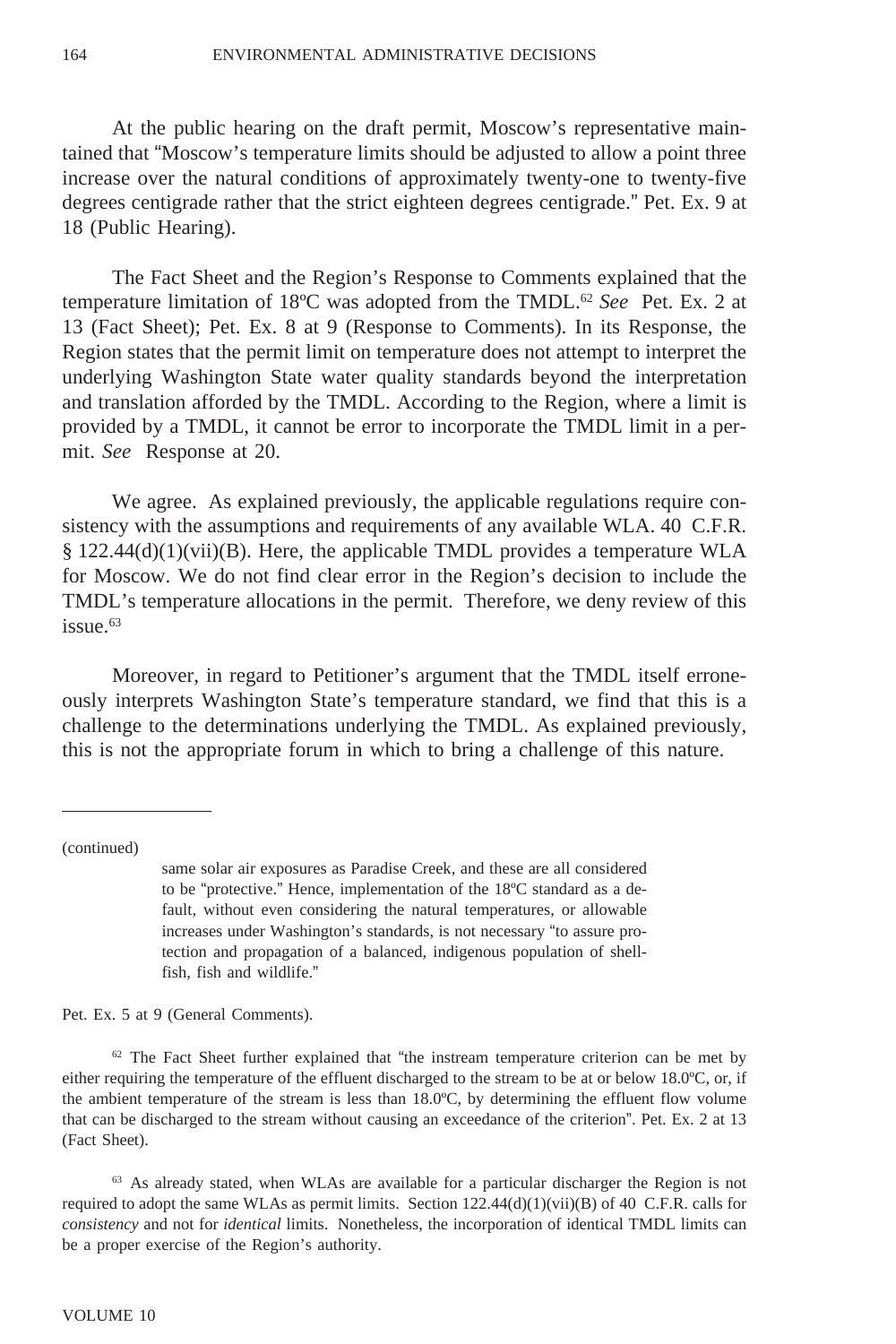At the public hearing on the draft permit, Moscow's representative maintained that "Moscow's temperature limits should be adjusted to allow a point three increase over the natural conditions of approximately twenty-one to twenty-five degrees centigrade rather that the strict eighteen degrees centigrade." Pet. Ex. 9 at 18 (Public Hearing).

The Fact Sheet and the Region's Response to Comments explained that the temperature limitation of 18ºC was adopted from the TMDL.[62] *See* Pet. Ex. 2 at 13 (Fact Sheet); Pet. Ex. 8 at 9 (Response to Comments). In its Response, the Region states that the permit limit on temperature does not attempt to interpret the underlying Washington State water quality standards beyond the interpretation and translation afforded by the TMDL. According to the Region, where a limit is provided by a TMDL, it cannot be error to incorporate the TMDL limit in a permit. *See* Response at 20.

We agree. As explained previously, the applicable regulations require consistency with the assumptions and requirements of any available WLA. 40 C.F.R. § 122.44(d)(1)(vii)(B). Here, the applicable TMDL provides a temperature WLA for Moscow. We do not find clear error in the Region's decision to include the TMDL's temperature allocations in the permit. Therefore, we deny review of this issue.[63]

Moreover, in regard to Petitioner's argument that the TMDL itself erroneously interprets Washington State's temperature standard, we find that this is a challenge to the determinations underlying the TMDL. As explained previously, this is not the appropriate forum in which to bring a challenge of this nature.

---

(continued)

> same solar air exposures as Paradise Creek, and these are all considered to be "protective." Hence, implementation of the 18ºC standard as a default, without even considering the natural temperatures, or allowable increases under Washington's standards, is not necessary "to assure protection and propagation of a balanced, indigenous population of shellfish, fish and wildlife."

Pet. Ex. 5 at 9 (General Comments).

[62] The Fact Sheet further explained that "the instream temperature criterion can be met by either requiring the temperature of the effluent discharged to the stream to be at or below 18.0ºC, or, if the ambient temperature of the stream is less than 18.0ºC, by determining the effluent flow volume that can be discharged to the stream without causing an exceedance of the criterion". Pet. Ex. 2 at 13 (Fact Sheet).

[63] As already stated, when WLAs are available for a particular discharger the Region is not required to adopt the same WLAs as permit limits. Section 122.44(d)(1)(vii)(B) of 40 C.F.R. calls for *consistency* and not for *identical* limits. Nonetheless, the incorporation of identical TMDL limits can be a proper exercise of the Region's authority.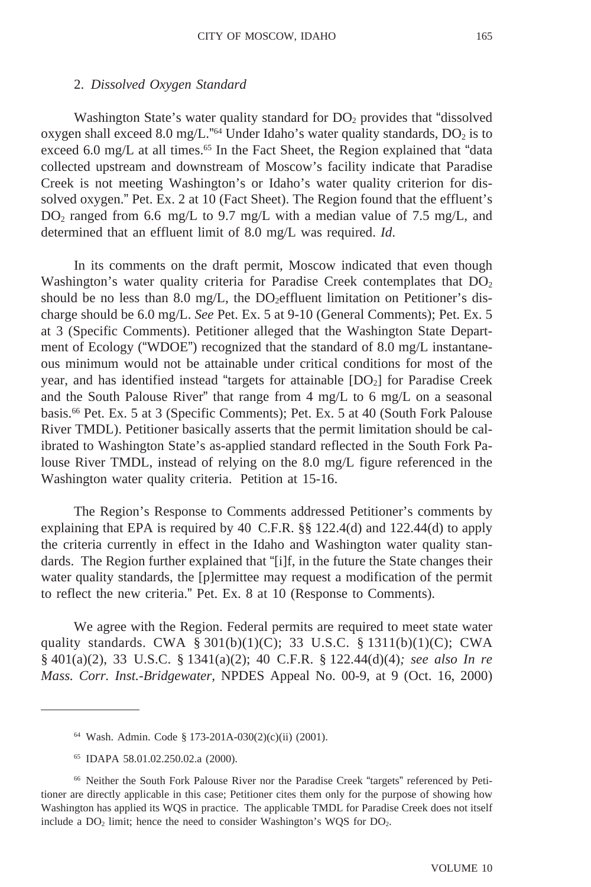### 2. *Dissolved Oxygen Standard*

Washington State's water quality standard for $DO_2$ provides that "dissolved oxygen shall exceed 8.0 mg/L."[64] Under Idaho's water quality standards, $DO_2$ is to exceed 6.0 mg/L at all times.[65] In the Fact Sheet, the Region explained that "data collected upstream and downstream of Moscow's facility indicate that Paradise Creek is not meeting Washington's or Idaho's water quality criterion for dissolved oxygen." Pet. Ex. 2 at 10 (Fact Sheet). The Region found that the effluent's $DO_2$ ranged from 6.6 mg/L to 9.7 mg/L with a median value of 7.5 mg/L, and determined that an effluent limit of 8.0 mg/L was required. *Id*.

In its comments on the draft permit, Moscow indicated that even though Washington's water quality criteria for Paradise Creek contemplates that $DO_2$ should be no less than 8.0 mg/L, the $DO_2$effluent limitation on Petitioner's discharge should be 6.0 mg/L. *See* Pet. Ex. 5 at 9-10 (General Comments); Pet. Ex. 5 at 3 (Specific Comments). Petitioner alleged that the Washington State Department of Ecology ("WDOE") recognized that the standard of 8.0 mg/L instantaneous minimum would not be attainable under critical conditions for most of the year, and has identified instead "targets for attainable [$DO_2$] for Paradise Creek and the South Palouse River" that range from 4 mg/L to 6 mg/L on a seasonal basis.[66] Pet. Ex. 5 at 3 (Specific Comments); Pet. Ex. 5 at 40 (South Fork Palouse River TMDL). Petitioner basically asserts that the permit limitation should be calibrated to Washington State's as-applied standard reflected in the South Fork Palouse River TMDL, instead of relying on the 8.0 mg/L figure referenced in the Washington water quality criteria. Petition at 15-16.

The Region's Response to Comments addressed Petitioner's comments by explaining that EPA is required by 40 C.F.R. §§ 122.4(d) and 122.44(d) to apply the criteria currently in effect in the Idaho and Washington water quality standards. The Region further explained that "[i]f, in the future the State changes their water quality standards, the [p]ermittee may request a modification of the permit to reflect the new criteria." Pet. Ex. 8 at 10 (Response to Comments).

We agree with the Region. Federal permits are required to meet state water quality standards. CWA § 301(b)(1)(C); 33 U.S.C. § 1311(b)(1)(C); CWA § 401(a)(2), 33 U.S.C. § 1341(a)(2); 40 C.F.R. § 122.44(d)(4)*; see also In re Mass. Corr. Inst.-Bridgewater*, NPDES Appeal No. 00-9, at 9 (Oct. 16, 2000)

---

[64] Wash. Admin. Code § 173-201A-030(2)(c)(ii) (2001).

[65] IDAPA 58.01.02.250.02.a (2000).

[66] Neither the South Fork Palouse River nor the Paradise Creek "targets" referenced by Petitioner are directly applicable in this case; Petitioner cites them only for the purpose of showing how Washington has applied its WQS in practice. The applicable TMDL for Paradise Creek does not itself include a $DO_2$ limit; hence the need to consider Washington's WQS for $DO_2$.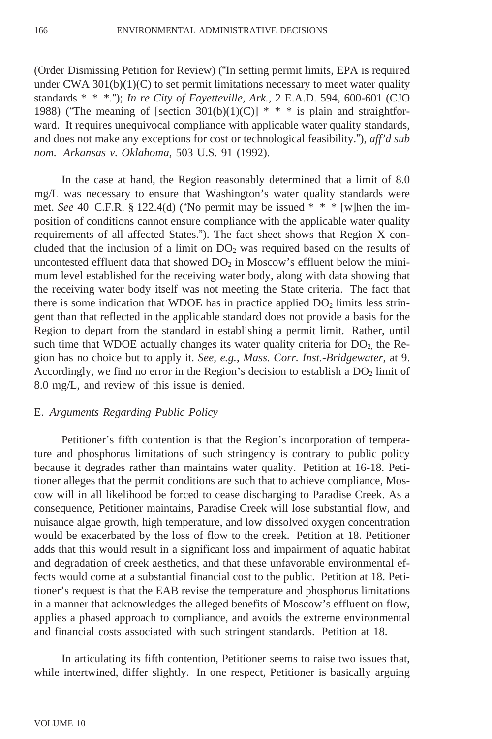(Order Dismissing Petition for Review) ("In setting permit limits, EPA is required under CWA 301(b)(1)(C) to set permit limitations necessary to meet water quality standards * * *."); *In re City of Fayetteville, Ark.*, 2 E.A.D. 594, 600-601 (CJO 1988) ("The meaning of [section 301(b)(1)(C)] * * * is plain and straightforward. It requires unequivocal compliance with applicable water quality standards, and does not make any exceptions for cost or technological feasibility."), *aff'd sub nom. Arkansas v. Oklahoma*, 503 U.S. 91 (1992).

In the case at hand, the Region reasonably determined that a limit of 8.0 mg/L was necessary to ensure that Washington's water quality standards were met. *See* 40 C.F.R. § 122.4(d) ("No permit may be issued * * * [w]hen the imposition of conditions cannot ensure compliance with the applicable water quality requirements of all affected States."). The fact sheet shows that Region X concluded that the inclusion of a limit on $DO_2$ was required based on the results of uncontested effluent data that showed $DO_2$ in Moscow's effluent below the minimum level established for the receiving water body, along with data showing that the receiving water body itself was not meeting the State criteria. The fact that there is some indication that WDOE has in practice applied $DO_2$ limits less stringent than that reflected in the applicable standard does not provide a basis for the Region to depart from the standard in establishing a permit limit. Rather, until such time that WDOE actually changes its water quality criteria for $DO_2$, the Region has no choice but to apply it. *See, e.g.*, *Mass. Corr. Inst.-Bridgewater*, at 9. Accordingly, we find no error in the Region's decision to establish a $DO_2$ limit of 8.0 mg/L, and review of this issue is denied.

E. *Arguments Regarding Public Policy*

Petitioner's fifth contention is that the Region's incorporation of temperature and phosphorus limitations of such stringency is contrary to public policy because it degrades rather than maintains water quality. Petition at 16-18. Petitioner alleges that the permit conditions are such that to achieve compliance, Moscow will in all likelihood be forced to cease discharging to Paradise Creek. As a consequence, Petitioner maintains, Paradise Creek will lose substantial flow, and nuisance algae growth, high temperature, and low dissolved oxygen concentration would be exacerbated by the loss of flow to the creek. Petition at 18. Petitioner adds that this would result in a significant loss and impairment of aquatic habitat and degradation of creek aesthetics, and that these unfavorable environmental effects would come at a substantial financial cost to the public. Petition at 18. Petitioner's request is that the EAB revise the temperature and phosphorus limitations in a manner that acknowledges the alleged benefits of Moscow's effluent on flow, applies a phased approach to compliance, and avoids the extreme environmental and financial costs associated with such stringent standards. Petition at 18.

In articulating its fifth contention, Petitioner seems to raise two issues that, while intertwined, differ slightly. In one respect, Petitioner is basically arguing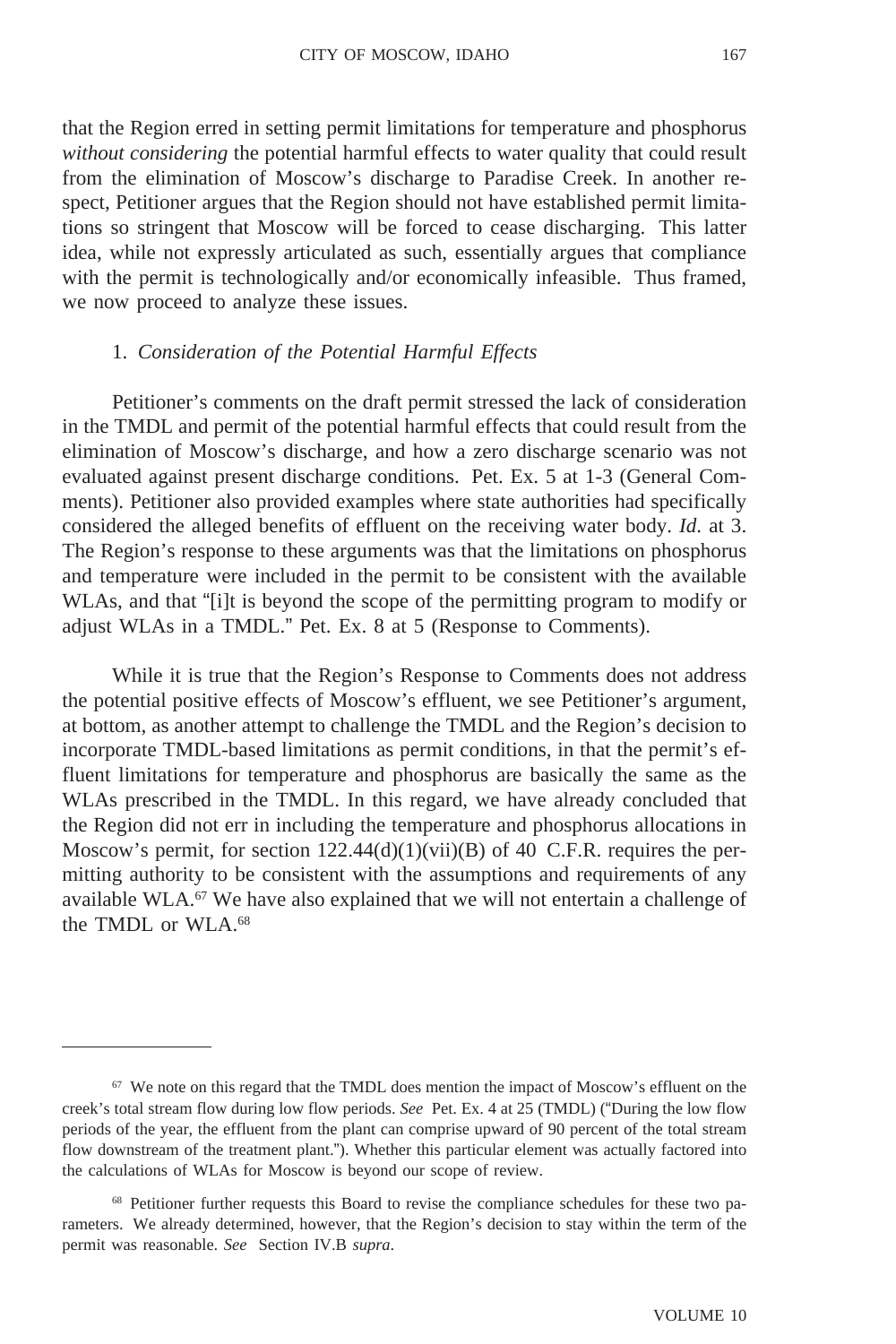that the Region erred in setting permit limitations for temperature and phosphorus *without considering* the potential harmful effects to water quality that could result from the elimination of Moscow's discharge to Paradise Creek. In another respect, Petitioner argues that the Region should not have established permit limitations so stringent that Moscow will be forced to cease discharging. This latter idea, while not expressly articulated as such, essentially argues that compliance with the permit is technologically and/or economically infeasible. Thus framed, we now proceed to analyze these issues.

1. *Consideration of the Potential Harmful Effects*

Petitioner's comments on the draft permit stressed the lack of consideration in the TMDL and permit of the potential harmful effects that could result from the elimination of Moscow's discharge, and how a zero discharge scenario was not evaluated against present discharge conditions. Pet. Ex. 5 at 1-3 (General Comments). Petitioner also provided examples where state authorities had specifically considered the alleged benefits of effluent on the receiving water body. *Id*. at 3. The Region's response to these arguments was that the limitations on phosphorus and temperature were included in the permit to be consistent with the available WLAs, and that "[i]t is beyond the scope of the permitting program to modify or adjust WLAs in a TMDL." Pet. Ex. 8 at 5 (Response to Comments).

While it is true that the Region's Response to Comments does not address the potential positive effects of Moscow's effluent, we see Petitioner's argument, at bottom, as another attempt to challenge the TMDL and the Region's decision to incorporate TMDL-based limitations as permit conditions, in that the permit's effluent limitations for temperature and phosphorus are basically the same as the WLAs prescribed in the TMDL. In this regard, we have already concluded that the Region did not err in including the temperature and phosphorus allocations in Moscow's permit, for section 122.44(d)(1)(vii)(B) of 40 C.F.R. requires the permitting authority to be consistent with the assumptions and requirements of any available WLA.[67] We have also explained that we will not entertain a challenge of the TMDL or WLA.[68]

---

[67] We note on this regard that the TMDL does mention the impact of Moscow's effluent on the creek's total stream flow during low flow periods. *See* Pet. Ex. 4 at 25 (TMDL) ("During the low flow periods of the year, the effluent from the plant can comprise upward of 90 percent of the total stream flow downstream of the treatment plant."). Whether this particular element was actually factored into the calculations of WLAs for Moscow is beyond our scope of review.

[68] Petitioner further requests this Board to revise the compliance schedules for these two parameters. We already determined, however, that the Region's decision to stay within the term of the permit was reasonable. *See* Section IV.B *supra*.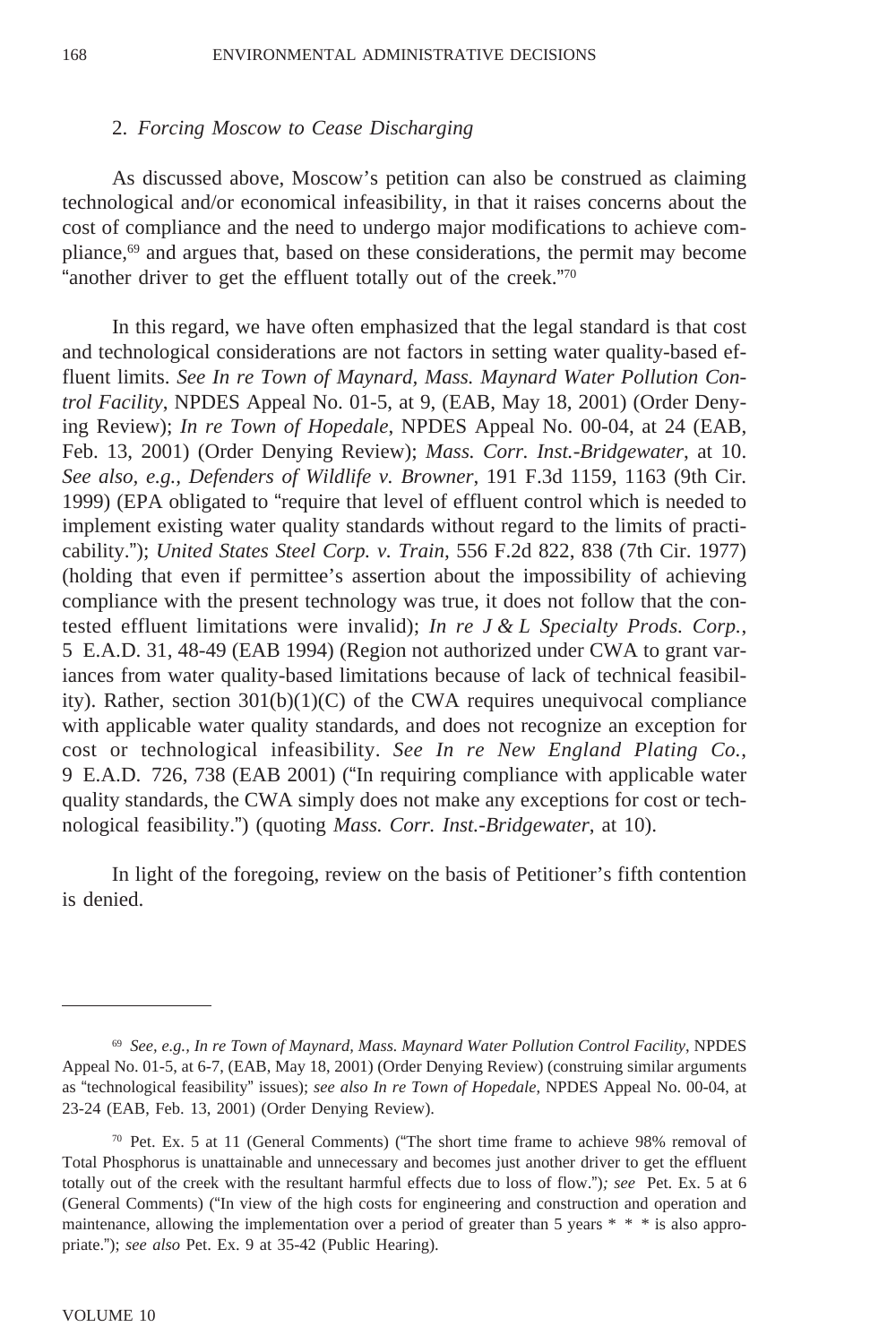### 2. *Forcing Moscow to Cease Discharging*

As discussed above, Moscow's petition can also be construed as claiming technological and/or economical infeasibility, in that it raises concerns about the cost of compliance and the need to undergo major modifications to achieve compliance,[69] and argues that, based on these considerations, the permit may become "another driver to get the effluent totally out of the creek."[70]

In this regard, we have often emphasized that the legal standard is that cost and technological considerations are not factors in setting water quality-based effluent limits. *See In re Town of Maynard, Mass. Maynard Water Pollution Control Facility*, NPDES Appeal No. 01-5, at 9, (EAB, May 18, 2001) (Order Denying Review); *In re Town of Hopedale*, NPDES Appeal No. 00-04, at 24 (EAB, Feb. 13, 2001) (Order Denying Review); *Mass. Corr. Inst.-Bridgewater*, at 10. *See also, e.g., Defenders of Wildlife v. Browner*, 191 F.3d 1159, 1163 (9th Cir. 1999) (EPA obligated to "require that level of effluent control which is needed to implement existing water quality standards without regard to the limits of practicability."); *United States Steel Corp. v. Train*, 556 F.2d 822, 838 (7th Cir. 1977) (holding that even if permittee's assertion about the impossibility of achieving compliance with the present technology was true, it does not follow that the contested effluent limitations were invalid); *In re J & L Specialty Prods. Corp.*, 5 E.A.D. 31, 48-49 (EAB 1994) (Region not authorized under CWA to grant variances from water quality-based limitations because of lack of technical feasibility). Rather, section 301(b)(1)(C) of the CWA requires unequivocal compliance with applicable water quality standards, and does not recognize an exception for cost or technological infeasibility. *See In re New England Plating Co.*, 9 E.A.D. 726, 738 (EAB 2001) ("In requiring compliance with applicable water quality standards, the CWA simply does not make any exceptions for cost or technological feasibility.") (quoting *Mass. Corr. Inst.-Bridgewater*, at 10).

In light of the foregoing, review on the basis of Petitioner's fifth contention is denied.

---

[69] *See, e.g., In re Town of Maynard, Mass. Maynard Water Pollution Control Facility*, NPDES Appeal No. 01-5, at 6-7, (EAB, May 18, 2001) (Order Denying Review) (construing similar arguments as "technological feasibility" issues); *see also In re Town of Hopedale*, NPDES Appeal No. 00-04, at 23-24 (EAB, Feb. 13, 2001) (Order Denying Review).

[70] Pet. Ex. 5 at 11 (General Comments) ("The short time frame to achieve 98% removal of Total Phosphorus is unattainable and unnecessary and becomes just another driver to get the effluent totally out of the creek with the resultant harmful effects due to loss of flow."); *see* Pet. Ex. 5 at 6 (General Comments) ("In view of the high costs for engineering and construction and operation and maintenance, allowing the implementation over a period of greater than 5 years * * * is also appropriate."); *see also* Pet. Ex. 9 at 35-42 (Public Hearing).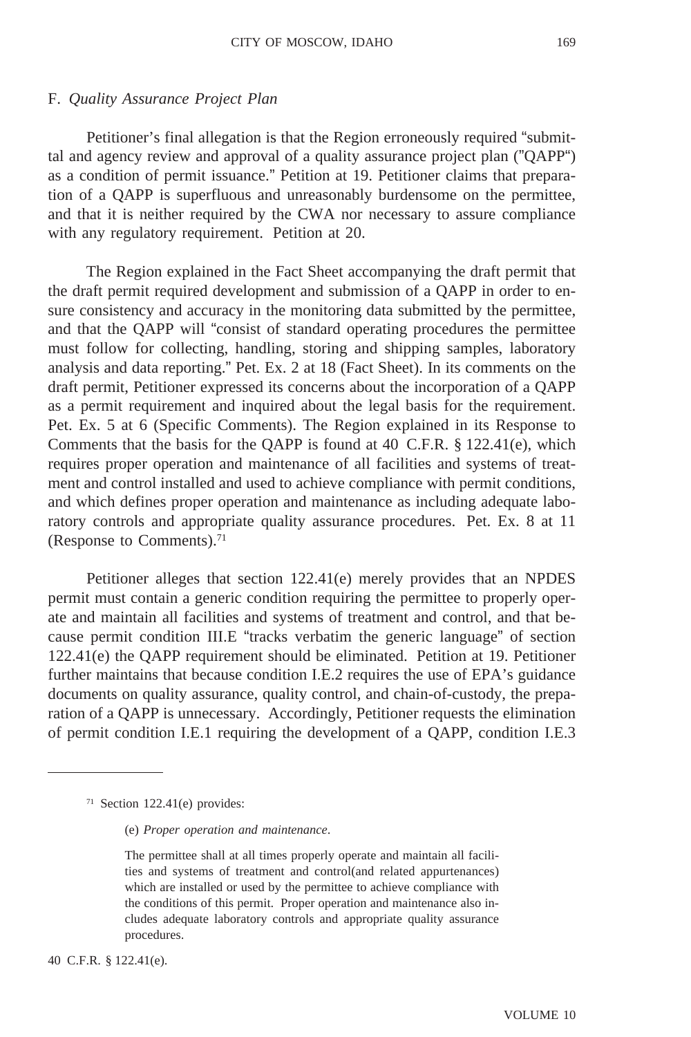### F. *Quality Assurance Project Plan*

Petitioner's final allegation is that the Region erroneously required "submittal and agency review and approval of a quality assurance project plan ("QAPP") as a condition of permit issuance." Petition at 19. Petitioner claims that preparation of a QAPP is superfluous and unreasonably burdensome on the permittee, and that it is neither required by the CWA nor necessary to assure compliance with any regulatory requirement. Petition at 20.

The Region explained in the Fact Sheet accompanying the draft permit that the draft permit required development and submission of a QAPP in order to ensure consistency and accuracy in the monitoring data submitted by the permittee, and that the QAPP will "consist of standard operating procedures the permittee must follow for collecting, handling, storing and shipping samples, laboratory analysis and data reporting." Pet. Ex. 2 at 18 (Fact Sheet). In its comments on the draft permit, Petitioner expressed its concerns about the incorporation of a QAPP as a permit requirement and inquired about the legal basis for the requirement. Pet. Ex. 5 at 6 (Specific Comments). The Region explained in its Response to Comments that the basis for the QAPP is found at 40 C.F.R. § 122.41(e), which requires proper operation and maintenance of all facilities and systems of treatment and control installed and used to achieve compliance with permit conditions, and which defines proper operation and maintenance as including adequate laboratory controls and appropriate quality assurance procedures. Pet. Ex. 8 at 11 (Response to Comments).[71]

Petitioner alleges that section 122.41(e) merely provides that an NPDES permit must contain a generic condition requiring the permittee to properly operate and maintain all facilities and systems of treatment and control, and that because permit condition III.E "tracks verbatim the generic language" of section 122.41(e) the QAPP requirement should be eliminated. Petition at 19. Petitioner further maintains that because condition I.E.2 requires the use of EPA's guidance documents on quality assurance, quality control, and chain-of-custody, the preparation of a QAPP is unnecessary. Accordingly, Petitioner requests the elimination of permit condition I.E.1 requiring the development of a QAPP, condition I.E.3

---

[71] Section 122.41(e) provides:

> (e) *Proper operation and maintenance*.
>
> The permittee shall at all times properly operate and maintain all facilities and systems of treatment and control(and related appurtenances) which are installed or used by the permittee to achieve compliance with the conditions of this permit. Proper operation and maintenance also includes adequate laboratory controls and appropriate quality assurance procedures.

40 C.F.R. § 122.41(e).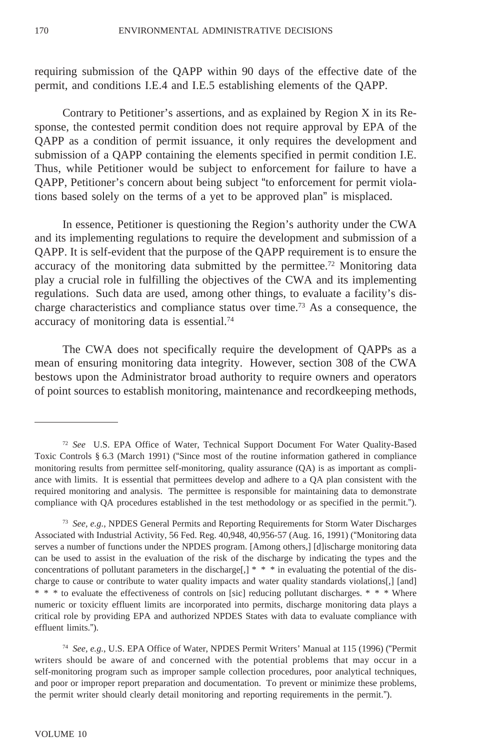requiring submission of the QAPP within 90 days of the effective date of the permit, and conditions I.E.4 and I.E.5 establishing elements of the QAPP.

Contrary to Petitioner's assertions, and as explained by Region X in its Response, the contested permit condition does not require approval by EPA of the QAPP as a condition of permit issuance, it only requires the development and submission of a QAPP containing the elements specified in permit condition I.E. Thus, while Petitioner would be subject to enforcement for failure to have a QAPP, Petitioner's concern about being subject "to enforcement for permit violations based solely on the terms of a yet to be approved plan" is misplaced.

In essence, Petitioner is questioning the Region's authority under the CWA and its implementing regulations to require the development and submission of a QAPP. It is self-evident that the purpose of the QAPP requirement is to ensure the accuracy of the monitoring data submitted by the permittee.[72] Monitoring data play a crucial role in fulfilling the objectives of the CWA and its implementing regulations. Such data are used, among other things, to evaluate a facility's discharge characteristics and compliance status over time.[73] As a consequence, the accuracy of monitoring data is essential.[74]

The CWA does not specifically require the development of QAPPs as a mean of ensuring monitoring data integrity. However, section 308 of the CWA bestows upon the Administrator broad authority to require owners and operators of point sources to establish monitoring, maintenance and recordkeeping methods,

---

[72] *See* U.S. EPA Office of Water, Technical Support Document For Water Quality-Based Toxic Controls § 6.3 (March 1991) ("Since most of the routine information gathered in compliance monitoring results from permittee self-monitoring, quality assurance (QA) is as important as compliance with limits. It is essential that permittees develop and adhere to a QA plan consistent with the required monitoring and analysis. The permittee is responsible for maintaining data to demonstrate compliance with QA procedures established in the test methodology or as specified in the permit.").

[73] *See, e.g.*, NPDES General Permits and Reporting Requirements for Storm Water Discharges Associated with Industrial Activity, 56 Fed. Reg. 40,948, 40,956-57 (Aug. 16, 1991) ("Monitoring data serves a number of functions under the NPDES program. [Among others,] [d]ischarge monitoring data can be used to assist in the evaluation of the risk of the discharge by indicating the types and the concentrations of pollutant parameters in the discharge[,] * * * in evaluating the potential of the discharge to cause or contribute to water quality impacts and water quality standards violations[,] [and] * * * to evaluate the effectiveness of controls on [sic] reducing pollutant discharges. * * * Where numeric or toxicity effluent limits are incorporated into permits, discharge monitoring data plays a critical role by providing EPA and authorized NPDES States with data to evaluate compliance with effluent limits.").

[74] *See, e.g.*, U.S. EPA Office of Water, NPDES Permit Writers' Manual at 115 (1996) ("Permit writers should be aware of and concerned with the potential problems that may occur in a self-monitoring program such as improper sample collection procedures, poor analytical techniques, and poor or improper report preparation and documentation. To prevent or minimize these problems, the permit writer should clearly detail monitoring and reporting requirements in the permit.").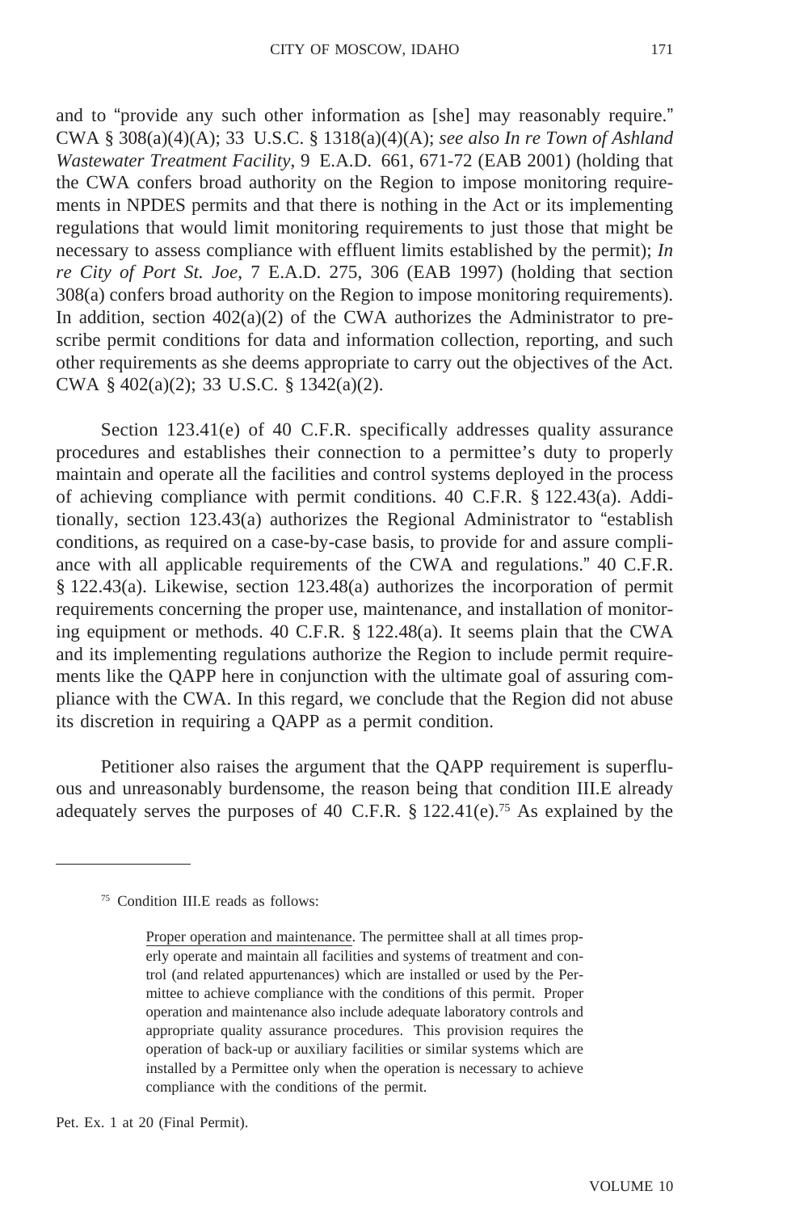and to "provide any such other information as [she] may reasonably require." CWA § 308(a)(4)(A); 33 U.S.C. § 1318(a)(4)(A); *see also In re Town of Ashland Wastewater Treatment Facility*, 9 E.A.D. 661, 671-72 (EAB 2001) (holding that the CWA confers broad authority on the Region to impose monitoring requirements in NPDES permits and that there is nothing in the Act or its implementing regulations that would limit monitoring requirements to just those that might be necessary to assess compliance with effluent limits established by the permit); *In re City of Port St. Joe*, 7 E.A.D. 275, 306 (EAB 1997) (holding that section 308(a) confers broad authority on the Region to impose monitoring requirements). In addition, section 402(a)(2) of the CWA authorizes the Administrator to prescribe permit conditions for data and information collection, reporting, and such other requirements as she deems appropriate to carry out the objectives of the Act. CWA § 402(a)(2); 33 U.S.C. § 1342(a)(2).

Section 123.41(e) of 40 C.F.R. specifically addresses quality assurance procedures and establishes their connection to a permittee's duty to properly maintain and operate all the facilities and control systems deployed in the process of achieving compliance with permit conditions. 40 C.F.R. § 122.43(a). Additionally, section 123.43(a) authorizes the Regional Administrator to "establish conditions, as required on a case-by-case basis, to provide for and assure compliance with all applicable requirements of the CWA and regulations." 40 C.F.R. § 122.43(a). Likewise, section 123.48(a) authorizes the incorporation of permit requirements concerning the proper use, maintenance, and installation of monitoring equipment or methods. 40 C.F.R. § 122.48(a). It seems plain that the CWA and its implementing regulations authorize the Region to include permit requirements like the QAPP here in conjunction with the ultimate goal of assuring compliance with the CWA. In this regard, we conclude that the Region did not abuse its discretion in requiring a QAPP as a permit condition.

Petitioner also raises the argument that the QAPP requirement is superfluous and unreasonably burdensome, the reason being that condition III.E already adequately serves the purposes of 40 C.F.R. § 122.41(e).[75] As explained by the

---

[75] Condition III.E reads as follows:

> Proper operation and maintenance. The permittee shall at all times properly operate and maintain all facilities and systems of treatment and control (and related appurtenances) which are installed or used by the Permittee to achieve compliance with the conditions of this permit. Proper operation and maintenance also include adequate laboratory controls and appropriate quality assurance procedures. This provision requires the operation of back-up or auxiliary facilities or similar systems which are installed by a Permittee only when the operation is necessary to achieve compliance with the conditions of the permit.

Pet. Ex. 1 at 20 (Final Permit).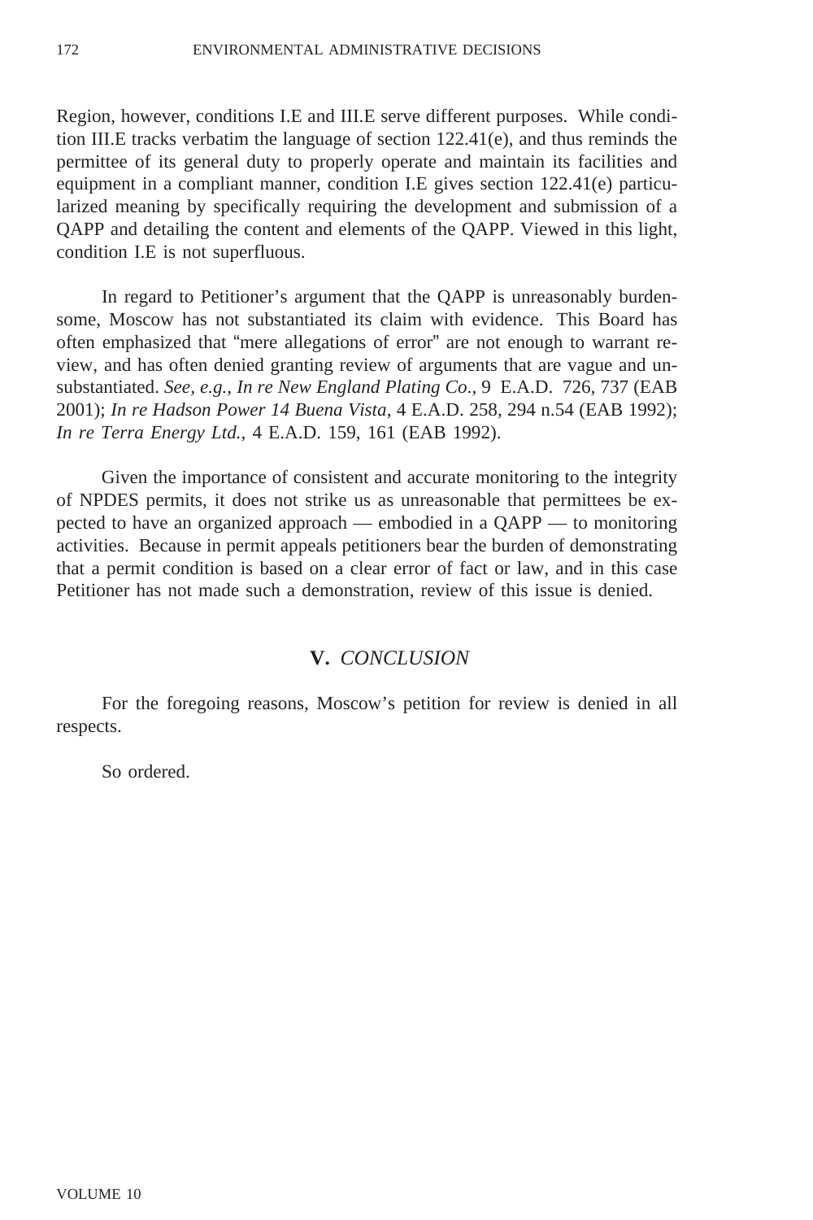Region, however, conditions I.E and III.E serve different purposes. While condition III.E tracks verbatim the language of section 122.41(e), and thus reminds the permittee of its general duty to properly operate and maintain its facilities and equipment in a compliant manner, condition I.E gives section 122.41(e) particularized meaning by specifically requiring the development and submission of a QAPP and detailing the content and elements of the QAPP. Viewed in this light, condition I.E is not superfluous.

In regard to Petitioner's argument that the QAPP is unreasonably burdensome, Moscow has not substantiated its claim with evidence. This Board has often emphasized that "mere allegations of error" are not enough to warrant review, and has often denied granting review of arguments that are vague and unsubstantiated. *See, e.g.*, *In re New England Plating Co*., 9 E.A.D. 726, 737 (EAB 2001); *In re Hadson Power 14 Buena Vista*, 4 E.A.D. 258, 294 n.54 (EAB 1992); *In re Terra Energy Ltd.*, 4 E.A.D. 159, 161 (EAB 1992).

Given the importance of consistent and accurate monitoring to the integrity of NPDES permits, it does not strike us as unreasonable that permittees be expected to have an organized approach — embodied in a QAPP — to monitoring activities. Because in permit appeals petitioners bear the burden of demonstrating that a permit condition is based on a clear error of fact or law, and in this case Petitioner has not made such a demonstration, review of this issue is denied.

## V. *CONCLUSION*

For the foregoing reasons, Moscow's petition for review is denied in all respects.

So ordered.